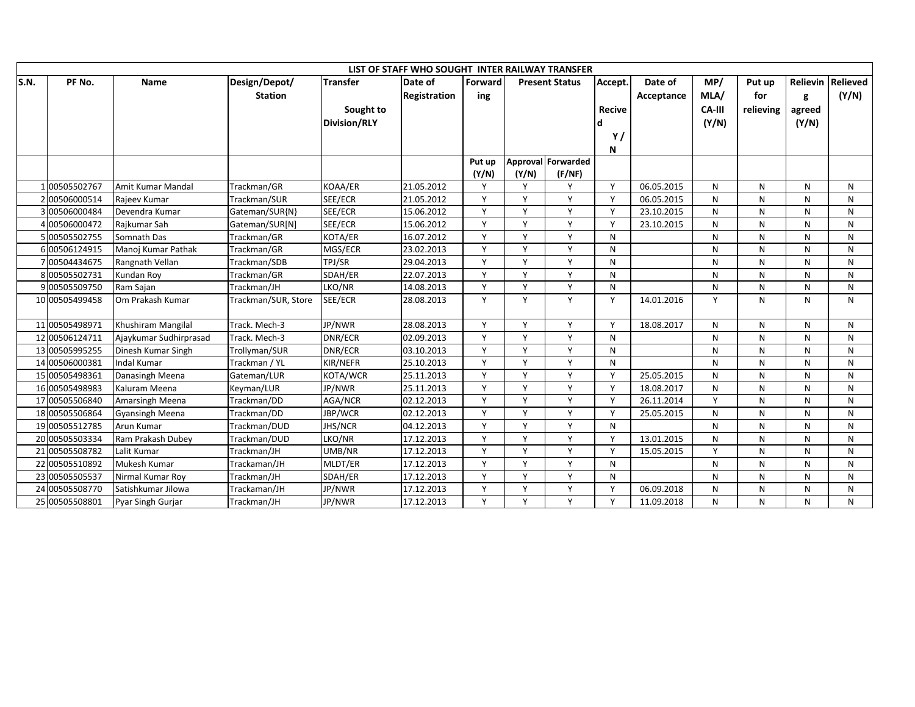| LIST OF STAFF WHO SOUGHT INTER RAILWAY TRANSFER | | | | | | | | | | | | | | |
|---|---|---|---|---|---|---|---|---|---|---|---|---|---|---|
| S.N. | PF No. | Name | Design/Depot/ Station | Transfer Sought to Division/RLY | Date of Registration | Forwarding | Present Status | | Accept. Recived Y / N | Date of Acceptance | MP/ MLA/ CA-III (Y/N) | Put up for relieving | Relieving agreed (Y/N) | Relieved (Y/N) |
| | | | | | | Put up (Y/N) | Approval (Y/N) | Forwarded (F/NF) | | | | | | |
| 1 | 00505502767 | Amit Kumar Mandal | Trackman/GR | KOAA/ER | 21.05.2012 | Y | Y | Y | Y | 06.05.2015 | N | N | N | N |
| 2 | 00506000514 | Rajeev Kumar | Trackman/SUR | SEE/ECR | 21.05.2012 | Y | Y | Y | Y | 06.05.2015 | N | N | N | N |
| 3 | 00506000484 | Devendra Kumar | Gateman/SUR{N} | SEE/ECR | 15.06.2012 | Y | Y | Y | Y | 23.10.2015 | N | N | N | N |
| 4 | 00506000472 | Rajkumar Sah | Gateman/SUR[N] | SEE/ECR | 15.06.2012 | Y | Y | Y | Y | 23.10.2015 | N | N | N | N |
| 5 | 00505502755 | Somnath Das | Trackman/GR | KOTA/ER | 16.07.2012 | Y | Y | Y | N | | N | N | N | N |
| 6 | 00506124915 | Manoj Kumar Pathak | Trackman/GR | MGS/ECR | 23.02.2013 | Y | Y | Y | N | | N | N | N | N |
| 7 | 00504434675 | Rangnath Vellan | Trackman/SDB | TPJ/SR | 29.04.2013 | Y | Y | Y | N | | N | N | N | N |
| 8 | 00505502731 | Kundan Roy | Trackman/GR | SDAH/ER | 22.07.2013 | Y | Y | Y | N | | N | N | N | N |
| 9 | 00505509750 | Ram Sajan | Trackman/JH | LKO/NR | 14.08.2013 | Y | Y | Y | N | | N | N | N | N |
| 10 | 00505499458 | Om Prakash Kumar | Trackman/SUR, Store | SEE/ECR | 28.08.2013 | Y | Y | Y | Y | 14.01.2016 | Y | N | N | N |
| 11 | 00505498971 | Khushiram Mangilal | Track. Mech-3 | JP/NWR | 28.08.2013 | Y | Y | Y | Y | 18.08.2017 | N | N | N | N |
| 12 | 00506124711 | Ajaykumar Sudhirprasad | Track. Mech-3 | DNR/ECR | 02.09.2013 | Y | Y | Y | N | | N | N | N | N |
| 13 | 00505995255 | Dinesh Kumar Singh | Trollyman/SUR | DNR/ECR | 03.10.2013 | Y | Y | Y | N | | N | N | N | N |
| 14 | 00506000381 | Indal Kumar | Trackman / YL | KIR/NEFR | 25.10.2013 | Y | Y | Y | N | | N | N | N | N |
| 15 | 00505498361 | Danasingh Meena | Gateman/LUR | KOTA/WCR | 25.11.2013 | Y | Y | Y | Y | 25.05.2015 | N | N | N | N |
| 16 | 00505498983 | Kaluram Meena | Keyman/LUR | JP/NWR | 25.11.2013 | Y | Y | Y | Y | 18.08.2017 | N | N | N | N |
| 17 | 00505506840 | Amarsingh Meena | Trackman/DD | AGA/NCR | 02.12.2013 | Y | Y | Y | Y | 26.11.2014 | Y | N | N | N |
| 18 | 00505506864 | Gyansingh Meena | Trackman/DD | JBP/WCR | 02.12.2013 | Y | Y | Y | Y | 25.05.2015 | N | N | N | N |
| 19 | 00505512785 | Arun Kumar | Trackman/DUD | JHS/NCR | 04.12.2013 | Y | Y | Y | N | | N | N | N | N |
| 20 | 00505503334 | Ram Prakash Dubey | Trackman/DUD | LKO/NR | 17.12.2013 | Y | Y | Y | Y | 13.01.2015 | N | N | N | N |
| 21 | 00505508782 | Lalit Kumar | Trackman/JH | UMB/NR | 17.12.2013 | Y | Y | Y | Y | 15.05.2015 | Y | N | N | N |
| 22 | 00505510892 | Mukesh Kumar | Trackaman/JH | MLDT/ER | 17.12.2013 | Y | Y | Y | N | | N | N | N | N |
| 23 | 00505505537 | Nirmal Kumar Roy | Trackman/JH | SDAH/ER | 17.12.2013 | Y | Y | Y | N | | N | N | N | N |
| 24 | 00505508770 | Satishkumar Jilowa | Trackaman/JH | JP/NWR | 17.12.2013 | Y | Y | Y | Y | 06.09.2018 | N | N | N | N |
| 25 | 00505508801 | Pyar Singh Gurjar | Trackman/JH | JP/NWR | 17.12.2013 | Y | Y | Y | Y | 11.09.2018 | N | N | N | N |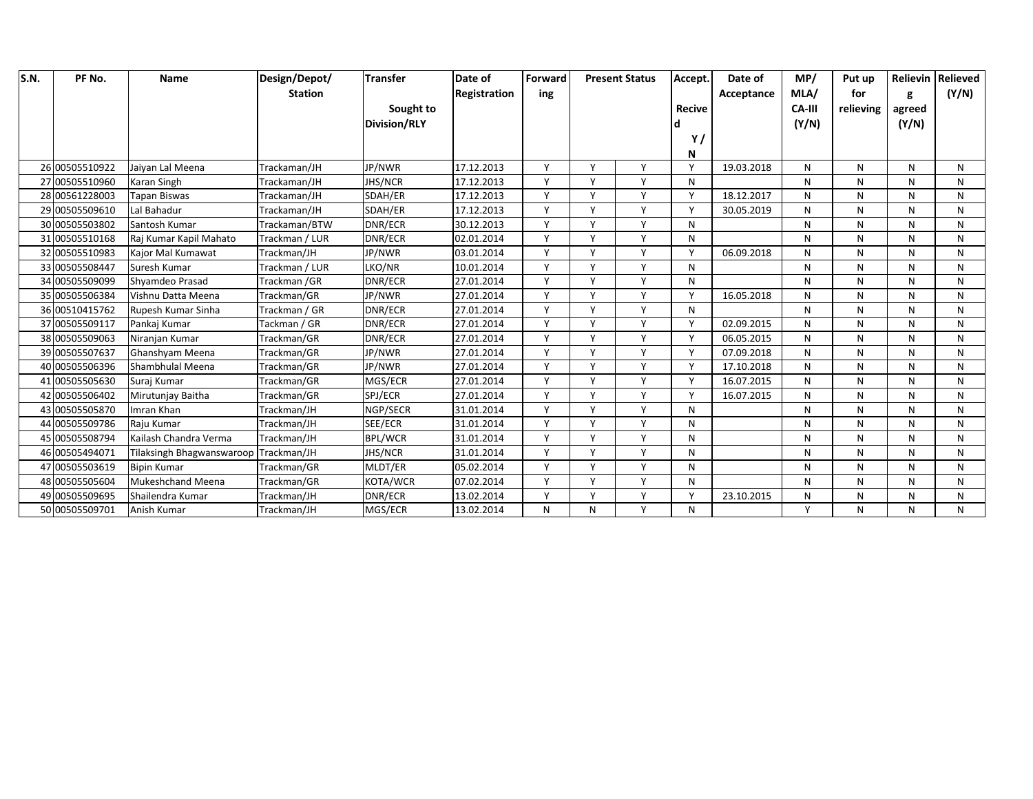| S.N. | PF No. | Name | Design/Depot/ Station | Transfer Sought to Division/RLY | Date of Registration | Forwarding | Present Status | | Accept. Recived Y / N | Date of Acceptance | MP/ MLA/ CA-III (Y/N) | Put up for relieving | Relieving agreed (Y/N) | Relieved (Y/N) |
|---|---|---|---|---|---|---|---|---|---|---|---|---|---|---|
| 26 | 00505510922 | Jaiyan Lal Meena | Trackaman/JH | JP/NWR | 17.12.2013 | Y | Y | Y | Y | 19.03.2018 | N | N | N | N |
| 27 | 00505510960 | Karan Singh | Trackaman/JH | JHS/NCR | 17.12.2013 | Y | Y | Y | N | | N | N | N | N |
| 28 | 00561228003 | Tapan Biswas | Trackaman/JH | SDAH/ER | 17.12.2013 | Y | Y | Y | Y | 18.12.2017 | N | N | N | N |
| 29 | 00505509610 | Lal Bahadur | Trackaman/JH | SDAH/ER | 17.12.2013 | Y | Y | Y | Y | 30.05.2019 | N | N | N | N |
| 30 | 00505503802 | Santosh Kumar | Trackaman/BTW | DNR/ECR | 30.12.2013 | Y | Y | Y | N | | N | N | N | N |
| 31 | 00505510168 | Raj Kumar Kapil Mahato | Trackman / LUR | DNR/ECR | 02.01.2014 | Y | Y | Y | N | | N | N | N | N |
| 32 | 00505510983 | Kajor Mal Kumawat | Trackman/JH | JP/NWR | 03.01.2014 | Y | Y | Y | Y | 06.09.2018 | N | N | N | N |
| 33 | 00505508447 | Suresh Kumar | Trackman / LUR | LKO/NR | 10.01.2014 | Y | Y | Y | N | | N | N | N | N |
| 34 | 00505509099 | Shyamdeo Prasad | Trackman /GR | DNR/ECR | 27.01.2014 | Y | Y | Y | N | | N | N | N | N |
| 35 | 00505506384 | Vishnu Datta Meena | Trackman/GR | JP/NWR | 27.01.2014 | Y | Y | Y | Y | 16.05.2018 | N | N | N | N |
| 36 | 00510415762 | Rupesh Kumar Sinha | Trackman / GR | DNR/ECR | 27.01.2014 | Y | Y | Y | N | | N | N | N | N |
| 37 | 00505509117 | Pankaj Kumar | Tackman / GR | DNR/ECR | 27.01.2014 | Y | Y | Y | Y | 02.09.2015 | N | N | N | N |
| 38 | 00505509063 | Niranjan Kumar | Trackman/GR | DNR/ECR | 27.01.2014 | Y | Y | Y | Y | 06.05.2015 | N | N | N | N |
| 39 | 00505507637 | Ghanshyam Meena | Trackman/GR | JP/NWR | 27.01.2014 | Y | Y | Y | Y | 07.09.2018 | N | N | N | N |
| 40 | 00505506396 | Shambhulal Meena | Trackman/GR | JP/NWR | 27.01.2014 | Y | Y | Y | Y | 17.10.2018 | N | N | N | N |
| 41 | 00505505630 | Suraj Kumar | Trackman/GR | MGS/ECR | 27.01.2014 | Y | Y | Y | Y | 16.07.2015 | N | N | N | N |
| 42 | 00505506402 | Mirutunjay Baitha | Trackman/GR | SPJ/ECR | 27.01.2014 | Y | Y | Y | Y | 16.07.2015 | N | N | N | N |
| 43 | 00505505870 | Imran Khan | Trackman/JH | NGP/SECR | 31.01.2014 | Y | Y | Y | N | | N | N | N | N |
| 44 | 00505509786 | Raju Kumar | Trackman/JH | SEE/ECR | 31.01.2014 | Y | Y | Y | N | | N | N | N | N |
| 45 | 00505508794 | Kailash Chandra Verma | Trackman/JH | BPL/WCR | 31.01.2014 | Y | Y | Y | N | | N | N | N | N |
| 46 | 00505494071 | Tilaksingh Bhagwanswaroop | Trackman/JH | JHS/NCR | 31.01.2014 | Y | Y | Y | N | | N | N | N | N |
| 47 | 00505503619 | Bipin Kumar | Trackman/GR | MLDT/ER | 05.02.2014 | Y | Y | Y | N | | N | N | N | N |
| 48 | 00505505604 | Mukeshchand Meena | Trackman/GR | KOTA/WCR | 07.02.2014 | Y | Y | Y | N | | N | N | N | N |
| 49 | 00505509695 | Shailendra Kumar | Trackman/JH | DNR/ECR | 13.02.2014 | Y | Y | Y | Y | 23.10.2015 | N | N | N | N |
| 50 | 00505509701 | Anish Kumar | Trackman/JH | MGS/ECR | 13.02.2014 | N | N | Y | N | | Y | N | N | N |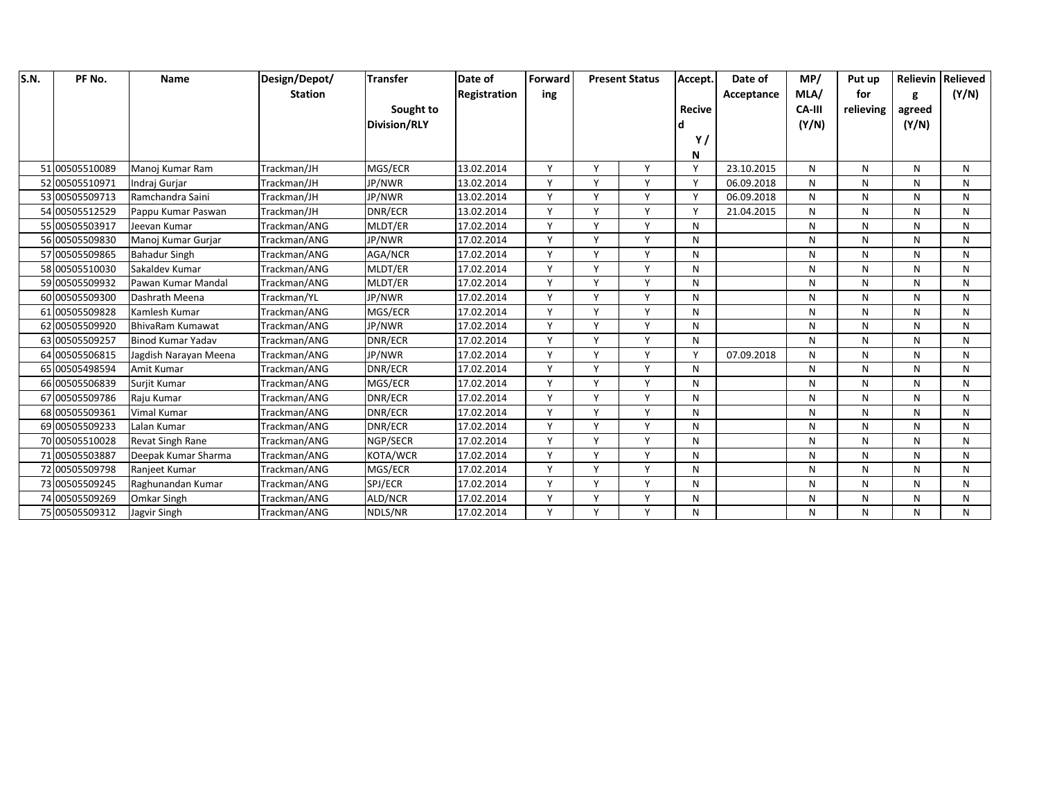| S.N. | PF No. | Name | Design/Depot/ Station | Transfer Sought to Division/RLY | Date of Registration | Forwarding | Present Status | | Accept. Recived Y / N | Date of Acceptance | MP/ MLA/ CA-III (Y/N) | Put up for relieving | Relieving agreed (Y/N) | Relieved (Y/N) |
|---|---|---|---|---|---|---|---|---|---|---|---|---|---|---|
| 51 | 00505510089 | Manoj Kumar Ram | Trackman/JH | MGS/ECR | 13.02.2014 | Y | Y | Y | Y | 23.10.2015 | N | N | N | N |
| 52 | 00505510971 | Indraj Gurjar | Trackman/JH | JP/NWR | 13.02.2014 | Y | Y | Y | Y | 06.09.2018 | N | N | N | N |
| 53 | 00505509713 | Ramchandra Saini | Trackman/JH | JP/NWR | 13.02.2014 | Y | Y | Y | Y | 06.09.2018 | N | N | N | N |
| 54 | 00505512529 | Pappu Kumar Paswan | Trackman/JH | DNR/ECR | 13.02.2014 | Y | Y | Y | Y | 21.04.2015 | N | N | N | N |
| 55 | 00505503917 | Jeevan Kumar | Trackman/ANG | MLDT/ER | 17.02.2014 | Y | Y | Y | N | | N | N | N | N |
| 56 | 00505509830 | Manoj Kumar Gurjar | Trackman/ANG | JP/NWR | 17.02.2014 | Y | Y | Y | N | | N | N | N | N |
| 57 | 00505509865 | Bahadur Singh | Trackman/ANG | AGA/NCR | 17.02.2014 | Y | Y | Y | N | | N | N | N | N |
| 58 | 00505510030 | Sakaldev Kumar | Trackman/ANG | MLDT/ER | 17.02.2014 | Y | Y | Y | N | | N | N | N | N |
| 59 | 00505509932 | Pawan Kumar Mandal | Trackman/ANG | MLDT/ER | 17.02.2014 | Y | Y | Y | N | | N | N | N | N |
| 60 | 00505509300 | Dashrath Meena | Trackman/YL | JP/NWR | 17.02.2014 | Y | Y | Y | N | | N | N | N | N |
| 61 | 00505509828 | Kamlesh Kumar | Trackman/ANG | MGS/ECR | 17.02.2014 | Y | Y | Y | N | | N | N | N | N |
| 62 | 00505509920 | BhivaRam Kumawat | Trackman/ANG | JP/NWR | 17.02.2014 | Y | Y | Y | N | | N | N | N | N |
| 63 | 00505509257 | Binod Kumar Yadav | Trackman/ANG | DNR/ECR | 17.02.2014 | Y | Y | Y | N | | N | N | N | N |
| 64 | 00505506815 | Jagdish Narayan Meena | Trackman/ANG | JP/NWR | 17.02.2014 | Y | Y | Y | Y | 07.09.2018 | N | N | N | N |
| 65 | 00505498594 | Amit Kumar | Trackman/ANG | DNR/ECR | 17.02.2014 | Y | Y | Y | N | | N | N | N | N |
| 66 | 00505506839 | Surjit Kumar | Trackman/ANG | MGS/ECR | 17.02.2014 | Y | Y | Y | N | | N | N | N | N |
| 67 | 00505509786 | Raju Kumar | Trackman/ANG | DNR/ECR | 17.02.2014 | Y | Y | Y | N | | N | N | N | N |
| 68 | 00505509361 | Vimal Kumar | Trackman/ANG | DNR/ECR | 17.02.2014 | Y | Y | Y | N | | N | N | N | N |
| 69 | 00505509233 | Lalan Kumar | Trackman/ANG | DNR/ECR | 17.02.2014 | Y | Y | Y | N | | N | N | N | N |
| 70 | 00505510028 | Revat Singh Rane | Trackman/ANG | NGP/SECR | 17.02.2014 | Y | Y | Y | N | | N | N | N | N |
| 71 | 00505503887 | Deepak Kumar Sharma | Trackman/ANG | KOTA/WCR | 17.02.2014 | Y | Y | Y | N | | N | N | N | N |
| 72 | 00505509798 | Ranjeet Kumar | Trackman/ANG | MGS/ECR | 17.02.2014 | Y | Y | Y | N | | N | N | N | N |
| 73 | 00505509245 | Raghunandan Kumar | Trackman/ANG | SPJ/ECR | 17.02.2014 | Y | Y | Y | N | | N | N | N | N |
| 74 | 00505509269 | Omkar Singh | Trackman/ANG | ALD/NCR | 17.02.2014 | Y | Y | Y | N | | N | N | N | N |
| 75 | 00505509312 | Jagvir Singh | Trackman/ANG | NDLS/NR | 17.02.2014 | Y | Y | Y | N | | N | N | N | N |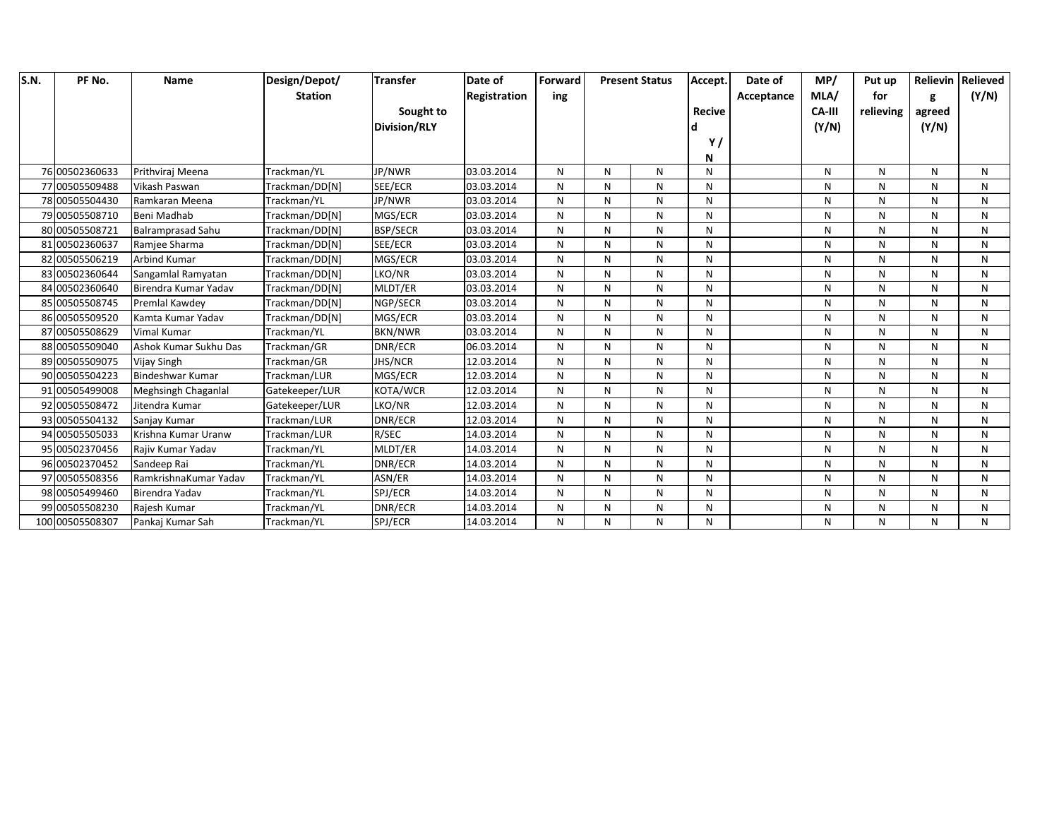| S.N. | PF No. | Name | Design/Depot/ Station | Transfer Sought to Division/RLY | Date of Registration | Forwarding | Present Status | | Accept. Recived Y / N | Date of Acceptance | MP/ MLA/ CA-III (Y/N) | Put up for relieving | Relieving agreed (Y/N) | Relieved (Y/N) |
|---|---|---|---|---|---|---|---|---|---|---|---|---|---|---|
| 76 | 00502360633 | Prithviraj Meena | Trackman/YL | JP/NWR | 03.03.2014 | N | N | N | N | | N | N | N | N |
| 77 | 00505509488 | Vikash Paswan | Trackman/DD[N] | SEE/ECR | 03.03.2014 | N | N | N | N | | N | N | N | N |
| 78 | 00505504430 | Ramkaran Meena | Trackman/YL | JP/NWR | 03.03.2014 | N | N | N | N | | N | N | N | N |
| 79 | 00505508710 | Beni Madhab | Trackman/DD[N] | MGS/ECR | 03.03.2014 | N | N | N | N | | N | N | N | N |
| 80 | 00505508721 | Balramprasad Sahu | Trackman/DD[N] | BSP/SECR | 03.03.2014 | N | N | N | N | | N | N | N | N |
| 81 | 00502360637 | Ramjee Sharma | Trackman/DD[N] | SEE/ECR | 03.03.2014 | N | N | N | N | | N | N | N | N |
| 82 | 00505506219 | Arbind Kumar | Trackman/DD[N] | MGS/ECR | 03.03.2014 | N | N | N | N | | N | N | N | N |
| 83 | 00502360644 | Sangamlal Ramyatan | Trackman/DD[N] | LKO/NR | 03.03.2014 | N | N | N | N | | N | N | N | N |
| 84 | 00502360640 | Birendra Kumar Yadav | Trackman/DD[N] | MLDT/ER | 03.03.2014 | N | N | N | N | | N | N | N | N |
| 85 | 00505508745 | Premlal Kawdey | Trackman/DD[N] | NGP/SECR | 03.03.2014 | N | N | N | N | | N | N | N | N |
| 86 | 00505509520 | Kamta Kumar Yadav | Trackman/DD[N] | MGS/ECR | 03.03.2014 | N | N | N | N | | N | N | N | N |
| 87 | 00505508629 | Vimal Kumar | Trackman/YL | BKN/NWR | 03.03.2014 | N | N | N | N | | N | N | N | N |
| 88 | 00505509040 | Ashok Kumar Sukhu Das | Trackman/GR | DNR/ECR | 06.03.2014 | N | N | N | N | | N | N | N | N |
| 89 | 00505509075 | Vijay Singh | Trackman/GR | JHS/NCR | 12.03.2014 | N | N | N | N | | N | N | N | N |
| 90 | 00505504223 | Bindeshwar Kumar | Trackman/LUR | MGS/ECR | 12.03.2014 | N | N | N | N | | N | N | N | N |
| 91 | 00505499008 | Meghsingh Chaganlal | Gatekeeper/LUR | KOTA/WCR | 12.03.2014 | N | N | N | N | | N | N | N | N |
| 92 | 00505508472 | Jitendra Kumar | Gatekeeper/LUR | LKO/NR | 12.03.2014 | N | N | N | N | | N | N | N | N |
| 93 | 00505504132 | Sanjay Kumar | Trackman/LUR | DNR/ECR | 12.03.2014 | N | N | N | N | | N | N | N | N |
| 94 | 00505505033 | Krishna Kumar Uranw | Trackman/LUR | R/SEC | 14.03.2014 | N | N | N | N | | N | N | N | N |
| 95 | 00502370456 | Rajiv Kumar Yadav | Trackman/YL | MLDT/ER | 14.03.2014 | N | N | N | N | | N | N | N | N |
| 96 | 00502370452 | Sandeep Rai | Trackman/YL | DNR/ECR | 14.03.2014 | N | N | N | N | | N | N | N | N |
| 97 | 00505508356 | RamkrishnaKumar Yadav | Trackman/YL | ASN/ER | 14.03.2014 | N | N | N | N | | N | N | N | N |
| 98 | 00505499460 | Birendra Yadav | Trackman/YL | SPJ/ECR | 14.03.2014 | N | N | N | N | | N | N | N | N |
| 99 | 00505508230 | Rajesh Kumar | Trackman/YL | DNR/ECR | 14.03.2014 | N | N | N | N | | N | N | N | N |
| 100 | 00505508307 | Pankaj Kumar Sah | Trackman/YL | SPJ/ECR | 14.03.2014 | N | N | N | N | | N | N | N | N |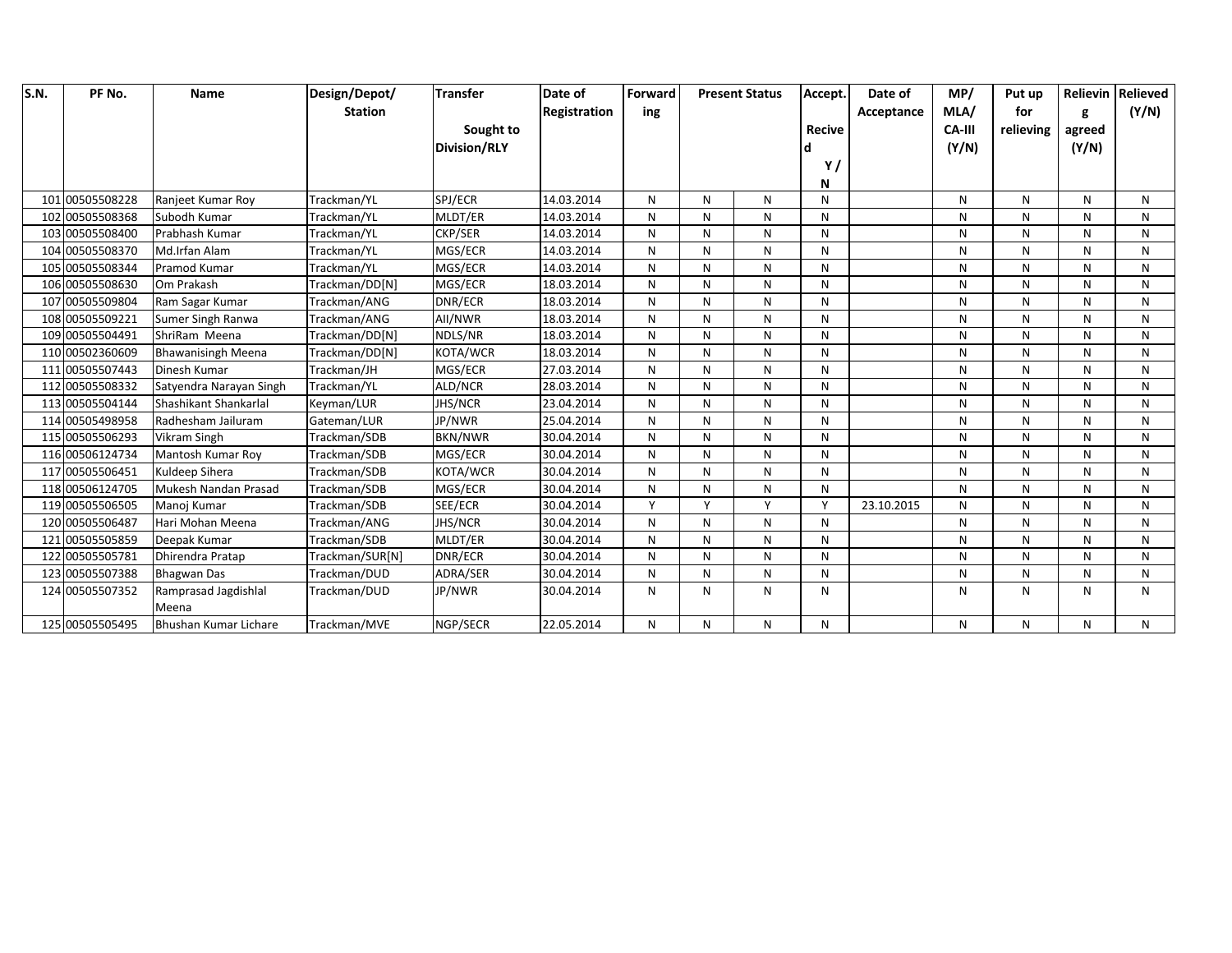| S.N. | PF No. | Name | Design/Depot/ Station | Transfer Sought to Division/RLY | Date of Registration | Forwarding | Present Status | | Accept. Recived Y / N | Date of Acceptance | MP/ MLA/ CA-III (Y/N) | Put up for relieving | Relieving agreed (Y/N) | Relieved (Y/N) |
|---|---|---|---|---|---|---|---|---|---|---|---|---|---|---|
| 101 | 00505508228 | Ranjeet Kumar Roy | Trackman/YL | SPJ/ECR | 14.03.2014 | N | N | N | N | | N | N | N | N |
| 102 | 00505508368 | Subodh Kumar | Trackman/YL | MLDT/ER | 14.03.2014 | N | N | N | N | | N | N | N | N |
| 103 | 00505508400 | Prabhash Kumar | Trackman/YL | CKP/SER | 14.03.2014 | N | N | N | N | | N | N | N | N |
| 104 | 00505508370 | Md.Irfan Alam | Trackman/YL | MGS/ECR | 14.03.2014 | N | N | N | N | | N | N | N | N |
| 105 | 00505508344 | Pramod Kumar | Trackman/YL | MGS/ECR | 14.03.2014 | N | N | N | N | | N | N | N | N |
| 106 | 00505508630 | Om Prakash | Trackman/DD[N] | MGS/ECR | 18.03.2014 | N | N | N | N | | N | N | N | N |
| 107 | 00505509804 | Ram Sagar Kumar | Trackman/ANG | DNR/ECR | 18.03.2014 | N | N | N | N | | N | N | N | N |
| 108 | 00505509221 | Sumer Singh Ranwa | Trackman/ANG | AII/NWR | 18.03.2014 | N | N | N | N | | N | N | N | N |
| 109 | 00505504491 | ShriRam Meena | Trackman/DD[N] | NDLS/NR | 18.03.2014 | N | N | N | N | | N | N | N | N |
| 110 | 00502360609 | Bhawanisingh Meena | Trackman/DD[N] | KOTA/WCR | 18.03.2014 | N | N | N | N | | N | N | N | N |
| 111 | 00505507443 | Dinesh Kumar | Trackman/JH | MGS/ECR | 27.03.2014 | N | N | N | N | | N | N | N | N |
| 112 | 00505508332 | Satyendra Narayan Singh | Trackman/YL | ALD/NCR | 28.03.2014 | N | N | N | N | | N | N | N | N |
| 113 | 00505504144 | Shashikant Shankarlal | Keyman/LUR | JHS/NCR | 23.04.2014 | N | N | N | N | | N | N | N | N |
| 114 | 00505498958 | Radhesham Jailuram | Gateman/LUR | JP/NWR | 25.04.2014 | N | N | N | N | | N | N | N | N |
| 115 | 00505506293 | Vikram Singh | Trackman/SDB | BKN/NWR | 30.04.2014 | N | N | N | N | | N | N | N | N |
| 116 | 00506124734 | Mantosh Kumar Roy | Trackman/SDB | MGS/ECR | 30.04.2014 | N | N | N | N | | N | N | N | N |
| 117 | 00505506451 | Kuldeep Sihera | Trackman/SDB | KOTA/WCR | 30.04.2014 | N | N | N | N | | N | N | N | N |
| 118 | 00506124705 | Mukesh Nandan Prasad | Trackman/SDB | MGS/ECR | 30.04.2014 | N | N | N | N | | N | N | N | N |
| 119 | 00505506505 | Manoj Kumar | Trackman/SDB | SEE/ECR | 30.04.2014 | Y | Y | Y | Y | 23.10.2015 | N | N | N | N |
| 120 | 00505506487 | Hari Mohan Meena | Trackman/ANG | JHS/NCR | 30.04.2014 | N | N | N | N | | N | N | N | N |
| 121 | 00505505859 | Deepak Kumar | Trackman/SDB | MLDT/ER | 30.04.2014 | N | N | N | N | | N | N | N | N |
| 122 | 00505505781 | Dhirendra Pratap | Trackman/SUR[N] | DNR/ECR | 30.04.2014 | N | N | N | N | | N | N | N | N |
| 123 | 00505507388 | Bhagwan Das | Trackman/DUD | ADRA/SER | 30.04.2014 | N | N | N | N | | N | N | N | N |
| 124 | 00505507352 | Ramprasad Jagdishlal Meena | Trackman/DUD | JP/NWR | 30.04.2014 | N | N | N | N | | N | N | N | N |
| 125 | 00505505495 | Bhushan Kumar Lichare | Trackman/MVE | NGP/SECR | 22.05.2014 | N | N | N | N | | N | N | N | N |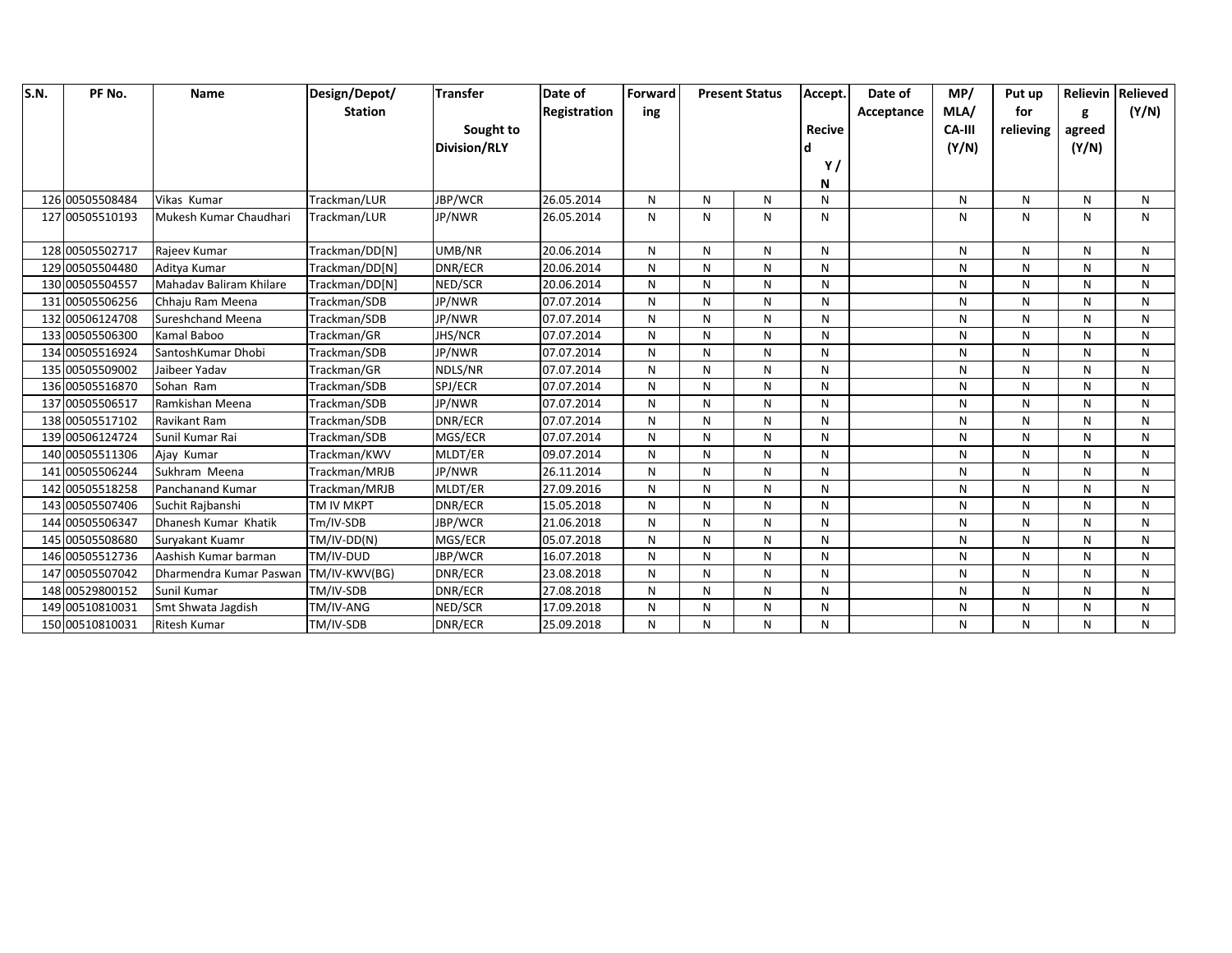| S.N. | PF No. | Name | Design/Depot/ Station | Transfer Sought to Division/RLY | Date of Registration | Forwarding | Present Status | | Accept. Recived Y / N | Date of Acceptance | MP/ MLA/ CA-III (Y/N) | Put up for relieving | Relieving agreed (Y/N) | Relieved (Y/N) |
|---|---|---|---|---|---|---|---|---|---|---|---|---|---|---|
| 126 | 00505508484 | Vikas Kumar | Trackman/LUR | JBP/WCR | 26.05.2014 | N | N | N | N | | N | N | N | N |
| 127 | 00505510193 | Mukesh Kumar Chaudhari | Trackman/LUR | JP/NWR | 26.05.2014 | N | N | N | N | | N | N | N | N |
| 128 | 00505502717 | Rajeev Kumar | Trackman/DD[N] | UMB/NR | 20.06.2014 | N | N | N | N | | N | N | N | N |
| 129 | 00505504480 | Aditya Kumar | Trackman/DD[N] | DNR/ECR | 20.06.2014 | N | N | N | N | | N | N | N | N |
| 130 | 00505504557 | Mahadav Baliram Khilare | Trackman/DD[N] | NED/SCR | 20.06.2014 | N | N | N | N | | N | N | N | N |
| 131 | 00505506256 | Chhaju Ram Meena | Trackman/SDB | JP/NWR | 07.07.2014 | N | N | N | N | | N | N | N | N |
| 132 | 00506124708 | Sureshchand Meena | Trackman/SDB | JP/NWR | 07.07.2014 | N | N | N | N | | N | N | N | N |
| 133 | 00505506300 | Kamal Baboo | Trackman/GR | JHS/NCR | 07.07.2014 | N | N | N | N | | N | N | N | N |
| 134 | 00505516924 | SantoshKumar Dhobi | Trackman/SDB | JP/NWR | 07.07.2014 | N | N | N | N | | N | N | N | N |
| 135 | 00505509002 | Jaibeer Yadav | Trackman/GR | NDLS/NR | 07.07.2014 | N | N | N | N | | N | N | N | N |
| 136 | 00505516870 | Sohan Ram | Trackman/SDB | SPJ/ECR | 07.07.2014 | N | N | N | N | | N | N | N | N |
| 137 | 00505506517 | Ramkishan Meena | Trackman/SDB | JP/NWR | 07.07.2014 | N | N | N | N | | N | N | N | N |
| 138 | 00505517102 | Ravikant Ram | Trackman/SDB | DNR/ECR | 07.07.2014 | N | N | N | N | | N | N | N | N |
| 139 | 00506124724 | Sunil Kumar Rai | Trackman/SDB | MGS/ECR | 07.07.2014 | N | N | N | N | | N | N | N | N |
| 140 | 00505511306 | Ajay Kumar | Trackman/KWV | MLDT/ER | 09.07.2014 | N | N | N | N | | N | N | N | N |
| 141 | 00505506244 | Sukhram Meena | Trackman/MRJB | JP/NWR | 26.11.2014 | N | N | N | N | | N | N | N | N |
| 142 | 00505518258 | Panchanand Kumar | Trackman/MRJB | MLDT/ER | 27.09.2016 | N | N | N | N | | N | N | N | N |
| 143 | 00505507406 | Suchit Rajbanshi | TM IV MKPT | DNR/ECR | 15.05.2018 | N | N | N | N | | N | N | N | N |
| 144 | 00505506347 | Dhanesh Kumar Khatik | Tm/IV-SDB | JBP/WCR | 21.06.2018 | N | N | N | N | | N | N | N | N |
| 145 | 00505508680 | Suryakant Kuamr | TM/IV-DD(N) | MGS/ECR | 05.07.2018 | N | N | N | N | | N | N | N | N |
| 146 | 00505512736 | Aashish Kumar barman | TM/IV-DUD | JBP/WCR | 16.07.2018 | N | N | N | N | | N | N | N | N |
| 147 | 00505507042 | Dharmendra Kumar Paswan | TM/IV-KWV(BG) | DNR/ECR | 23.08.2018 | N | N | N | N | | N | N | N | N |
| 148 | 00529800152 | Sunil Kumar | TM/IV-SDB | DNR/ECR | 27.08.2018 | N | N | N | N | | N | N | N | N |
| 149 | 00510810031 | Smt Shwata Jagdish | TM/IV-ANG | NED/SCR | 17.09.2018 | N | N | N | N | | N | N | N | N |
| 150 | 00510810031 | Ritesh Kumar | TM/IV-SDB | DNR/ECR | 25.09.2018 | N | N | N | N | | N | N | N | N |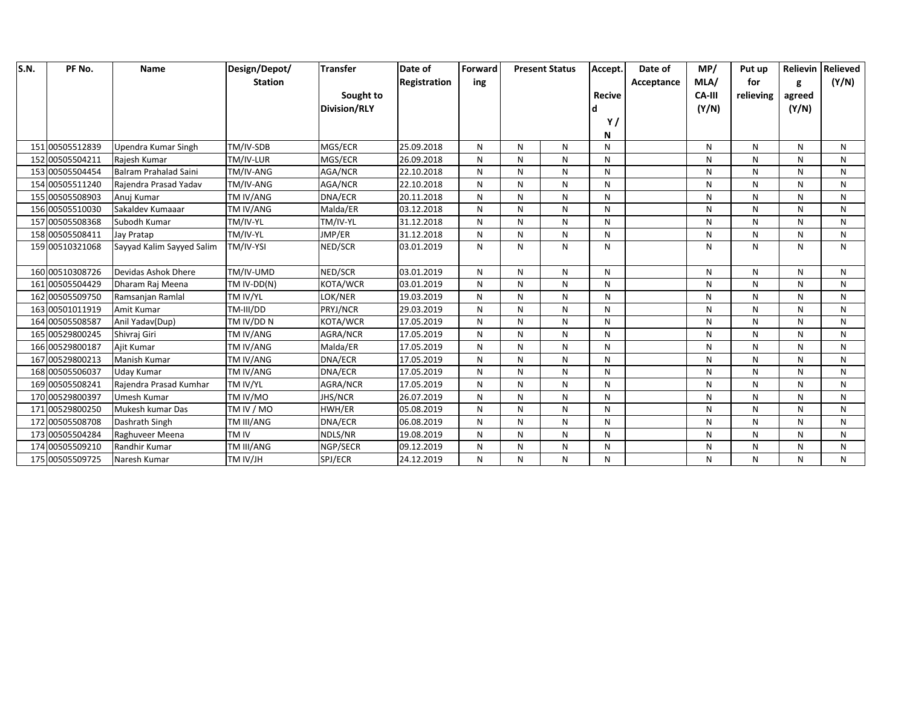| S.N. | PF No. | Name | Design/Depot/ Station | Transfer Sought to Division/RLY | Date of Registration | Forwarding | Present Status | | Accept. Recived Y / N | Date of Acceptance | MP/ MLA/ CA-III (Y/N) | Put up for relieving | Relieving agreed (Y/N) | Relieved (Y/N) |
|---|---|---|---|---|---|---|---|---|---|---|---|---|---|---|
| 151 | 00505512839 | Upendra Kumar Singh | TM/IV-SDB | MGS/ECR | 25.09.2018 | N | N | N | N | | N | N | N | N |
| 152 | 00505504211 | Rajesh Kumar | TM/IV-LUR | MGS/ECR | 26.09.2018 | N | N | N | N | | N | N | N | N |
| 153 | 00505504454 | Balram Prahalad Saini | TM/IV-ANG | AGA/NCR | 22.10.2018 | N | N | N | N | | N | N | N | N |
| 154 | 00505511240 | Rajendra Prasad Yadav | TM/IV-ANG | AGA/NCR | 22.10.2018 | N | N | N | N | | N | N | N | N |
| 155 | 00505508903 | Anuj Kumar | TM IV/ANG | DNA/ECR | 20.11.2018 | N | N | N | N | | N | N | N | N |
| 156 | 00505510030 | Sakaldev Kumaaar | TM IV/ANG | Malda/ER | 03.12.2018 | N | N | N | N | | N | N | N | N |
| 157 | 00505508368 | Subodh Kumar | TM/IV-YL | TM/IV-YL | 31.12.2018 | N | N | N | N | | N | N | N | N |
| 158 | 00505508411 | Jay Pratap | TM/IV-YL | JMP/ER | 31.12.2018 | N | N | N | N | | N | N | N | N |
| 159 | 00510321068 | Sayyad Kalim Sayyed Salim | TM/IV-YSI | NED/SCR | 03.01.2019 | N | N | N | N | | N | N | N | N |
| 160 | 00510308726 | Devidas Ashok Dhere | TM/IV-UMD | NED/SCR | 03.01.2019 | N | N | N | N | | N | N | N | N |
| 161 | 00505504429 | Dharam Raj Meena | TM IV-DD(N) | KOTA/WCR | 03.01.2019 | N | N | N | N | | N | N | N | N |
| 162 | 00505509750 | Ramsanjan Ramlal | TM IV/YL | LOK/NER | 19.03.2019 | N | N | N | N | | N | N | N | N |
| 163 | 00501011919 | Amit Kumar | TM-III/DD | PRYJ/NCR | 29.03.2019 | N | N | N | N | | N | N | N | N |
| 164 | 00505508587 | Anil Yadav(Dup) | TM IV/DD N | KOTA/WCR | 17.05.2019 | N | N | N | N | | N | N | N | N |
| 165 | 00529800245 | Shivraj Giri | TM IV/ANG | AGRA/NCR | 17.05.2019 | N | N | N | N | | N | N | N | N |
| 166 | 00529800187 | Ajit Kumar | TM IV/ANG | Malda/ER | 17.05.2019 | N | N | N | N | | N | N | N | N |
| 167 | 00529800213 | Manish Kumar | TM IV/ANG | DNA/ECR | 17.05.2019 | N | N | N | N | | N | N | N | N |
| 168 | 00505506037 | Uday Kumar | TM IV/ANG | DNA/ECR | 17.05.2019 | N | N | N | N | | N | N | N | N |
| 169 | 00505508241 | Rajendra Prasad Kumhar | TM IV/YL | AGRA/NCR | 17.05.2019 | N | N | N | N | | N | N | N | N |
| 170 | 00529800397 | Umesh Kumar | TM IV/MO | JHS/NCR | 26.07.2019 | N | N | N | N | | N | N | N | N |
| 171 | 00529800250 | Mukesh kumar Das | TM IV / MO | HWH/ER | 05.08.2019 | N | N | N | N | | N | N | N | N |
| 172 | 00505508708 | Dashrath Singh | TM III/ANG | DNA/ECR | 06.08.2019 | N | N | N | N | | N | N | N | N |
| 173 | 00505504284 | Raghuveer Meena | TM IV | NDLS/NR | 19.08.2019 | N | N | N | N | | N | N | N | N |
| 174 | 00505509210 | Randhir Kumar | TM III/ANG | NGP/SECR | 09.12.2019 | N | N | N | N | | N | N | N | N |
| 175 | 00505509725 | Naresh Kumar | TM IV/JH | SPJ/ECR | 24.12.2019 | N | N | N | N | | N | N | N | N |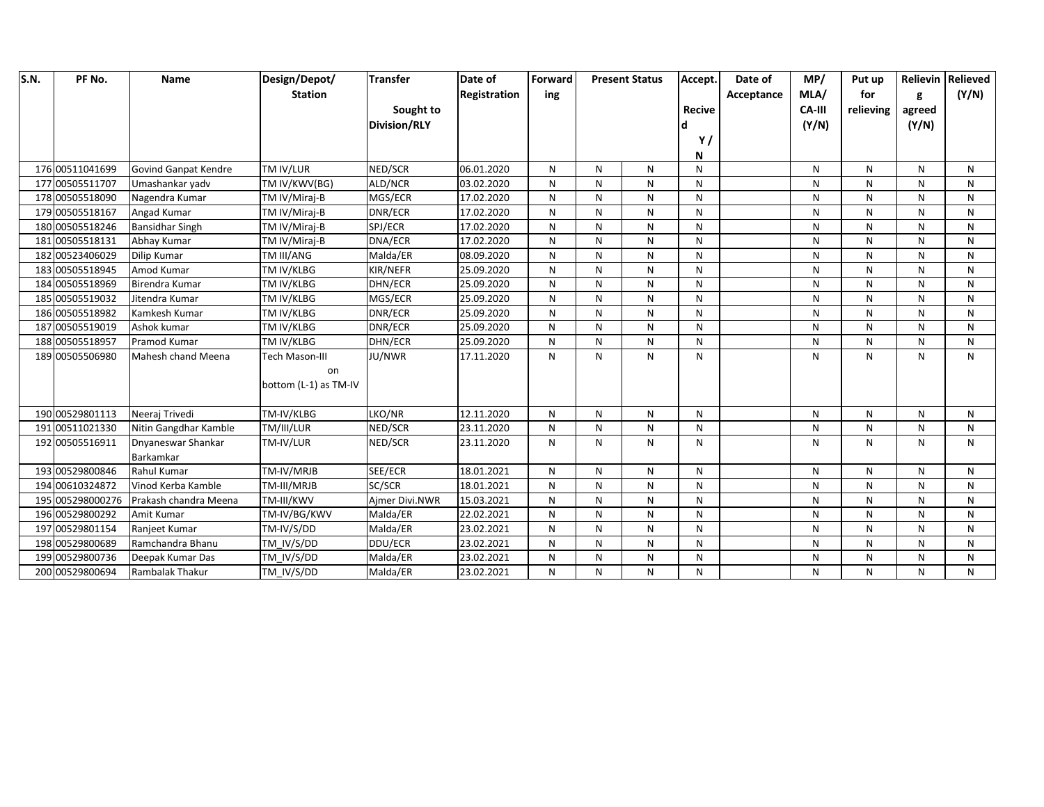| S.N. | PF No. | Name | Design/Depot/ Station | Transfer Sought to Division/RLY | Date of Registration | Forwarding | Present Status | | Accept. Recived Y / N | Date of Acceptance | MP/ MLA/ CA-III (Y/N) | Put up for relieving | Relieving agreed (Y/N) | Relieved (Y/N) |
|---|---|---|---|---|---|---|---|---|---|---|---|---|---|---|
| 176 | 00511041699 | Govind Ganpat Kendre | TM IV/LUR | NED/SCR | 06.01.2020 | N | N | N | N | | N | N | N | N |
| 177 | 00505511707 | Umashankar yadv | TM IV/KWV(BG) | ALD/NCR | 03.02.2020 | N | N | N | N | | N | N | N | N |
| 178 | 00505518090 | Nagendra Kumar | TM IV/Miraj-B | MGS/ECR | 17.02.2020 | N | N | N | N | | N | N | N | N |
| 179 | 00505518167 | Angad Kumar | TM IV/Miraj-B | DNR/ECR | 17.02.2020 | N | N | N | N | | N | N | N | N |
| 180 | 00505518246 | Bansidhar Singh | TM IV/Miraj-B | SPJ/ECR | 17.02.2020 | N | N | N | N | | N | N | N | N |
| 181 | 00505518131 | Abhay Kumar | TM IV/Miraj-B | DNA/ECR | 17.02.2020 | N | N | N | N | | N | N | N | N |
| 182 | 00523406029 | Dilip Kumar | TM III/ANG | Malda/ER | 08.09.2020 | N | N | N | N | | N | N | N | N |
| 183 | 00505518945 | Amod Kumar | TM IV/KLBG | KIR/NEFR | 25.09.2020 | N | N | N | N | | N | N | N | N |
| 184 | 00505518969 | Birendra Kumar | TM IV/KLBG | DHN/ECR | 25.09.2020 | N | N | N | N | | N | N | N | N |
| 185 | 00505519032 | Jitendra Kumar | TM IV/KLBG | MGS/ECR | 25.09.2020 | N | N | N | N | | N | N | N | N |
| 186 | 00505518982 | Kamkesh Kumar | TM IV/KLBG | DNR/ECR | 25.09.2020 | N | N | N | N | | N | N | N | N |
| 187 | 00505519019 | Ashok kumar | TM IV/KLBG | DNR/ECR | 25.09.2020 | N | N | N | N | | N | N | N | N |
| 188 | 00505518957 | Pramod Kumar | TM IV/KLBG | DHN/ECR | 25.09.2020 | N | N | N | N | | N | N | N | N |
| 189 | 00505506980 | Mahesh chand Meena | Tech Mason-III on bottom (L-1) as TM-IV | JU/NWR | 17.11.2020 | N | N | N | N | | N | N | N | N |
| 190 | 00529801113 | Neeraj Trivedi | TM-IV/KLBG | LKO/NR | 12.11.2020 | N | N | N | N | | N | N | N | N |
| 191 | 00511021330 | Nitin Gangdhar Kamble | TM/III/LUR | NED/SCR | 23.11.2020 | N | N | N | N | | N | N | N | N |
| 192 | 00505516911 | Dnyaneswar Shankar Barkamkar | TM-IV/LUR | NED/SCR | 23.11.2020 | N | N | N | N | | N | N | N | N |
| 193 | 00529800846 | Rahul Kumar | TM-IV/MRJB | SEE/ECR | 18.01.2021 | N | N | N | N | | N | N | N | N |
| 194 | 00610324872 | Vinod Kerba Kamble | TM-III/MRJB | SC/SCR | 18.01.2021 | N | N | N | N | | N | N | N | N |
| 195 | 005298000276 | Prakash chandra Meena | TM-III/KWV | Ajmer Divi.NWR | 15.03.2021 | N | N | N | N | | N | N | N | N |
| 196 | 00529800292 | Amit Kumar | TM-IV/BG/KWV | Malda/ER | 22.02.2021 | N | N | N | N | | N | N | N | N |
| 197 | 00529801154 | Ranjeet Kumar | TM-IV/S/DD | Malda/ER | 23.02.2021 | N | N | N | N | | N | N | N | N |
| 198 | 00529800689 | Ramchandra Bhanu | TM_IV/S/DD | DDU/ECR | 23.02.2021 | N | N | N | N | | N | N | N | N |
| 199 | 00529800736 | Deepak Kumar Das | TM_IV/S/DD | Malda/ER | 23.02.2021 | N | N | N | N | | N | N | N | N |
| 200 | 00529800694 | Rambalak Thakur | TM_IV/S/DD | Malda/ER | 23.02.2021 | N | N | N | N | | N | N | N | N |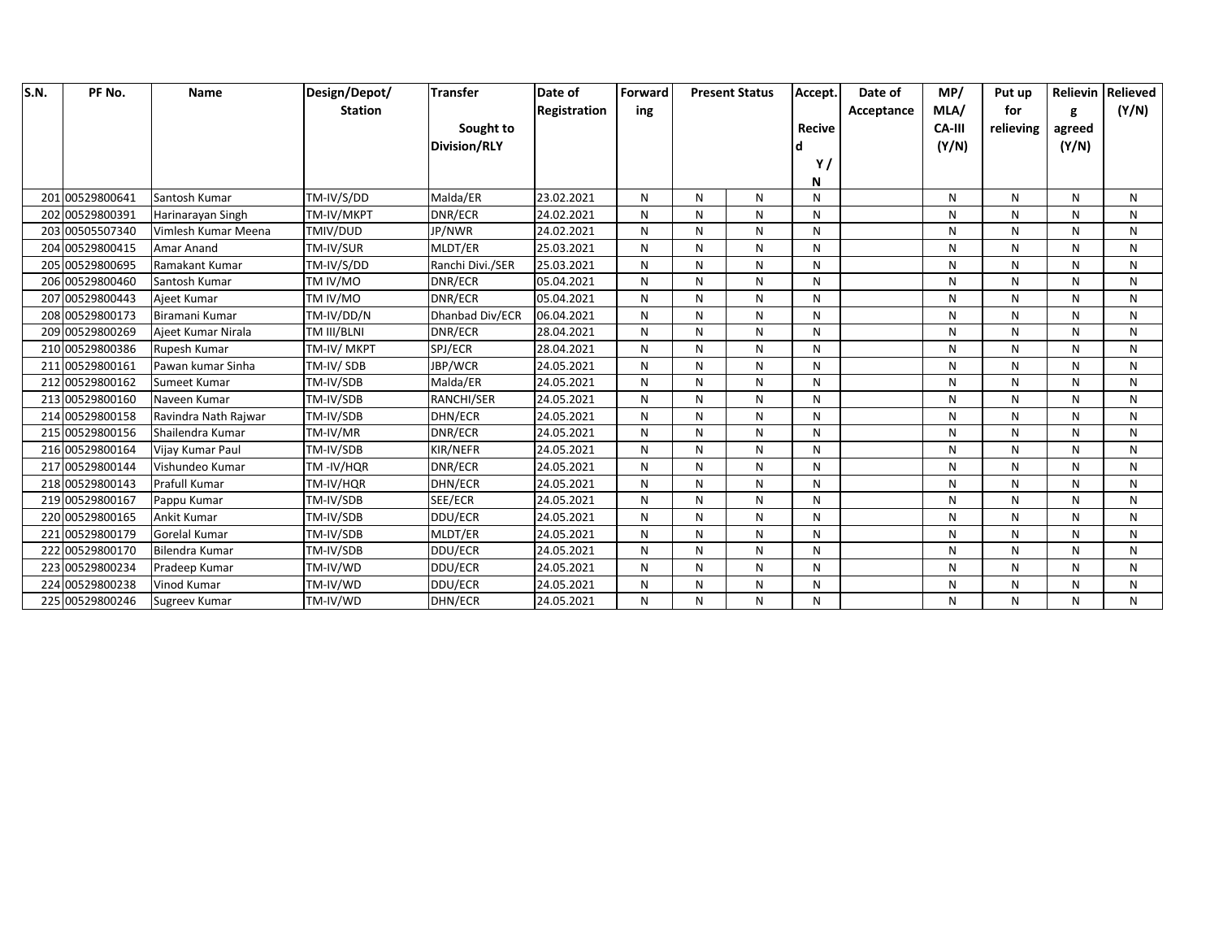| S.N. | PF No. | Name | Design/Depot/ Station | Transfer Sought to Division/RLY | Date of Registration | Forwarding | Present Status | | Accept. Recived Y / N | Date of Acceptance | MP/ MLA/ CA-III (Y/N) | Put up for relieving | Relieving agreed (Y/N) | Relieved (Y/N) |
|---|---|---|---|---|---|---|---|---|---|---|---|---|---|---|
| 201 | 00529800641 | Santosh Kumar | TM-IV/S/DD | Malda/ER | 23.02.2021 | N | N | N | N | | N | N | N | N |
| 202 | 00529800391 | Harinarayan Singh | TM-IV/MKPT | DNR/ECR | 24.02.2021 | N | N | N | N | | N | N | N | N |
| 203 | 00505507340 | Vimlesh Kumar Meena | TMIV/DUD | JP/NWR | 24.02.2021 | N | N | N | N | | N | N | N | N |
| 204 | 00529800415 | Amar Anand | TM-IV/SUR | MLDT/ER | 25.03.2021 | N | N | N | N | | N | N | N | N |
| 205 | 00529800695 | Ramakant Kumar | TM-IV/S/DD | Ranchi Divi./SER | 25.03.2021 | N | N | N | N | | N | N | N | N |
| 206 | 00529800460 | Santosh Kumar | TM IV/MO | DNR/ECR | 05.04.2021 | N | N | N | N | | N | N | N | N |
| 207 | 00529800443 | Ajeet Kumar | TM IV/MO | DNR/ECR | 05.04.2021 | N | N | N | N | | N | N | N | N |
| 208 | 00529800173 | Biramani Kumar | TM-IV/DD/N | Dhanbad Div/ECR | 06.04.2021 | N | N | N | N | | N | N | N | N |
| 209 | 00529800269 | Ajeet Kumar Nirala | TM III/BLNI | DNR/ECR | 28.04.2021 | N | N | N | N | | N | N | N | N |
| 210 | 00529800386 | Rupesh Kumar | TM-IV/ MKPT | SPJ/ECR | 28.04.2021 | N | N | N | N | | N | N | N | N |
| 211 | 00529800161 | Pawan kumar Sinha | TM-IV/ SDB | JBP/WCR | 24.05.2021 | N | N | N | N | | N | N | N | N |
| 212 | 00529800162 | Sumeet Kumar | TM-IV/SDB | Malda/ER | 24.05.2021 | N | N | N | N | | N | N | N | N |
| 213 | 00529800160 | Naveen Kumar | TM-IV/SDB | RANCHI/SER | 24.05.2021 | N | N | N | N | | N | N | N | N |
| 214 | 00529800158 | Ravindra Nath Rajwar | TM-IV/SDB | DHN/ECR | 24.05.2021 | N | N | N | N | | N | N | N | N |
| 215 | 00529800156 | Shailendra Kumar | TM-IV/MR | DNR/ECR | 24.05.2021 | N | N | N | N | | N | N | N | N |
| 216 | 00529800164 | Vijay Kumar Paul | TM-IV/SDB | KIR/NEFR | 24.05.2021 | N | N | N | N | | N | N | N | N |
| 217 | 00529800144 | Vishundeo Kumar | TM -IV/HQR | DNR/ECR | 24.05.2021 | N | N | N | N | | N | N | N | N |
| 218 | 00529800143 | Prafull Kumar | TM-IV/HQR | DHN/ECR | 24.05.2021 | N | N | N | N | | N | N | N | N |
| 219 | 00529800167 | Pappu Kumar | TM-IV/SDB | SEE/ECR | 24.05.2021 | N | N | N | N | | N | N | N | N |
| 220 | 00529800165 | Ankit Kumar | TM-IV/SDB | DDU/ECR | 24.05.2021 | N | N | N | N | | N | N | N | N |
| 221 | 00529800179 | Gorelal Kumar | TM-IV/SDB | MLDT/ER | 24.05.2021 | N | N | N | N | | N | N | N | N |
| 222 | 00529800170 | Bilendra Kumar | TM-IV/SDB | DDU/ECR | 24.05.2021 | N | N | N | N | | N | N | N | N |
| 223 | 00529800234 | Pradeep Kumar | TM-IV/WD | DDU/ECR | 24.05.2021 | N | N | N | N | | N | N | N | N |
| 224 | 00529800238 | Vinod Kumar | TM-IV/WD | DDU/ECR | 24.05.2021 | N | N | N | N | | N | N | N | N |
| 225 | 00529800246 | Sugreev Kumar | TM-IV/WD | DHN/ECR | 24.05.2021 | N | N | N | N | | N | N | N | N |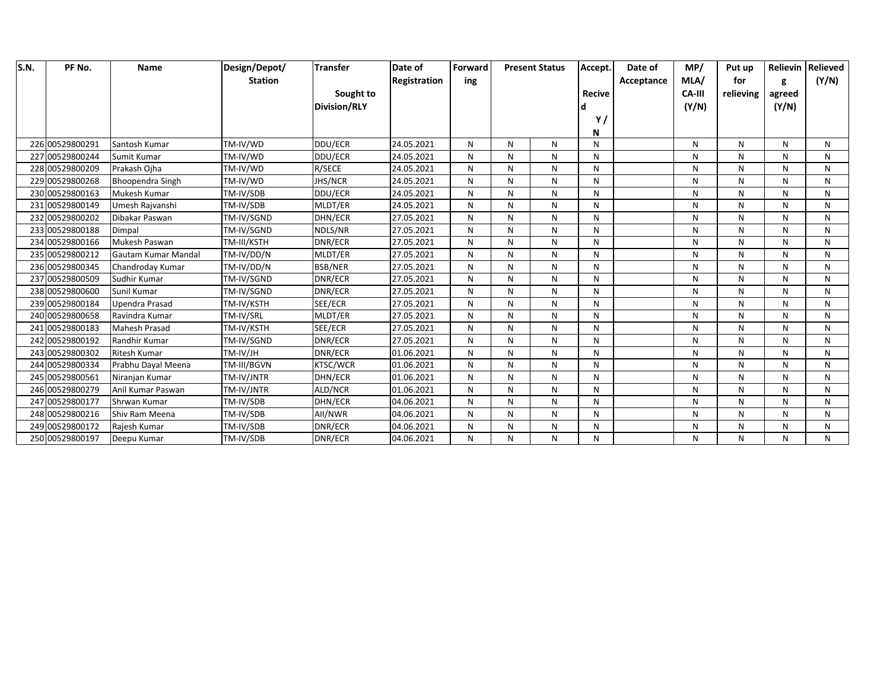| S.N. | PF No. | Name | Design/Depot/ Station | Transfer Sought to Division/RLY | Date of Registration | Forwarding | Present Status | | Accept. Recived Y / N | Date of Acceptance | MP/ MLA/ CA-III (Y/N) | Put up for relieving | Relieving agreed (Y/N) | Relieved (Y/N) |
|---|---|---|---|---|---|---|---|---|---|---|---|---|---|---|
| 226 | 00529800291 | Santosh Kumar | TM-IV/WD | DDU/ECR | 24.05.2021 | N | N | N | N | | N | N | N | N |
| 227 | 00529800244 | Sumit Kumar | TM-IV/WD | DDU/ECR | 24.05.2021 | N | N | N | N | | N | N | N | N |
| 228 | 00529800209 | Prakash Ojha | TM-IV/WD | R/SECE | 24.05.2021 | N | N | N | N | | N | N | N | N |
| 229 | 00529800268 | Bhoopendra Singh | TM-IV/WD | JHS/NCR | 24.05.2021 | N | N | N | N | | N | N | N | N |
| 230 | 00529800163 | Mukesh Kumar | TM-IV/SDB | DDU/ECR | 24.05.2021 | N | N | N | N | | N | N | N | N |
| 231 | 00529800149 | Umesh Rajvanshi | TM-IV/SDB | MLDT/ER | 24.05.2021 | N | N | N | N | | N | N | N | N |
| 232 | 00529800202 | Dibakar Paswan | TM-IV/SGND | DHN/ECR | 27.05.2021 | N | N | N | N | | N | N | N | N |
| 233 | 00529800188 | Dimpal | TM-IV/SGND | NDLS/NR | 27.05.2021 | N | N | N | N | | N | N | N | N |
| 234 | 00529800166 | Mukesh Paswan | TM-III/KSTH | DNR/ECR | 27.05.2021 | N | N | N | N | | N | N | N | N |
| 235 | 00529800212 | Gautam Kumar Mandal | TM-IV/DD/N | MLDT/ER | 27.05.2021 | N | N | N | N | | N | N | N | N |
| 236 | 00529800345 | Chandroday Kumar | TM-IV/DD/N | BSB/NER | 27.05.2021 | N | N | N | N | | N | N | N | N |
| 237 | 00529800509 | Sudhir Kumar | TM-IV/SGND | DNR/ECR | 27.05.2021 | N | N | N | N | | N | N | N | N |
| 238 | 00529800600 | Sunil Kumar | TM-IV/SGND | DNR/ECR | 27.05.2021 | N | N | N | N | | N | N | N | N |
| 239 | 00529800184 | Upendra Prasad | TM-IV/KSTH | SEE/ECR | 27.05.2021 | N | N | N | N | | N | N | N | N |
| 240 | 00529800658 | Ravindra Kumar | TM-IV/SRL | MLDT/ER | 27.05.2021 | N | N | N | N | | N | N | N | N |
| 241 | 00529800183 | Mahesh Prasad | TM-IV/KSTH | SEE/ECR | 27.05.2021 | N | N | N | N | | N | N | N | N |
| 242 | 00529800192 | Randhir Kumar | TM-IV/SGND | DNR/ECR | 27.05.2021 | N | N | N | N | | N | N | N | N |
| 243 | 00529800302 | Ritesh Kumar | TM-IV/JH | DNR/ECR | 01.06.2021 | N | N | N | N | | N | N | N | N |
| 244 | 00529800334 | Prabhu Dayal Meena | TM-III/BGVN | KTSC/WCR | 01.06.2021 | N | N | N | N | | N | N | N | N |
| 245 | 00529800561 | Niranjan Kumar | TM-IV/JNTR | DHN/ECR | 01.06.2021 | N | N | N | N | | N | N | N | N |
| 246 | 00529800279 | Anil Kumar Paswan | TM-IV/JNTR | ALD/NCR | 01.06.2021 | N | N | N | N | | N | N | N | N |
| 247 | 00529800177 | Shrwan Kumar | TM-IV/SDB | DHN/ECR | 04.06.2021 | N | N | N | N | | N | N | N | N |
| 248 | 00529800216 | Shiv Ram Meena | TM-IV/SDB | AII/NWR | 04.06.2021 | N | N | N | N | | N | N | N | N |
| 249 | 00529800172 | Rajesh Kumar | TM-IV/SDB | DNR/ECR | 04.06.2021 | N | N | N | N | | N | N | N | N |
| 250 | 00529800197 | Deepu Kumar | TM-IV/SDB | DNR/ECR | 04.06.2021 | N | N | N | N | | N | N | N | N |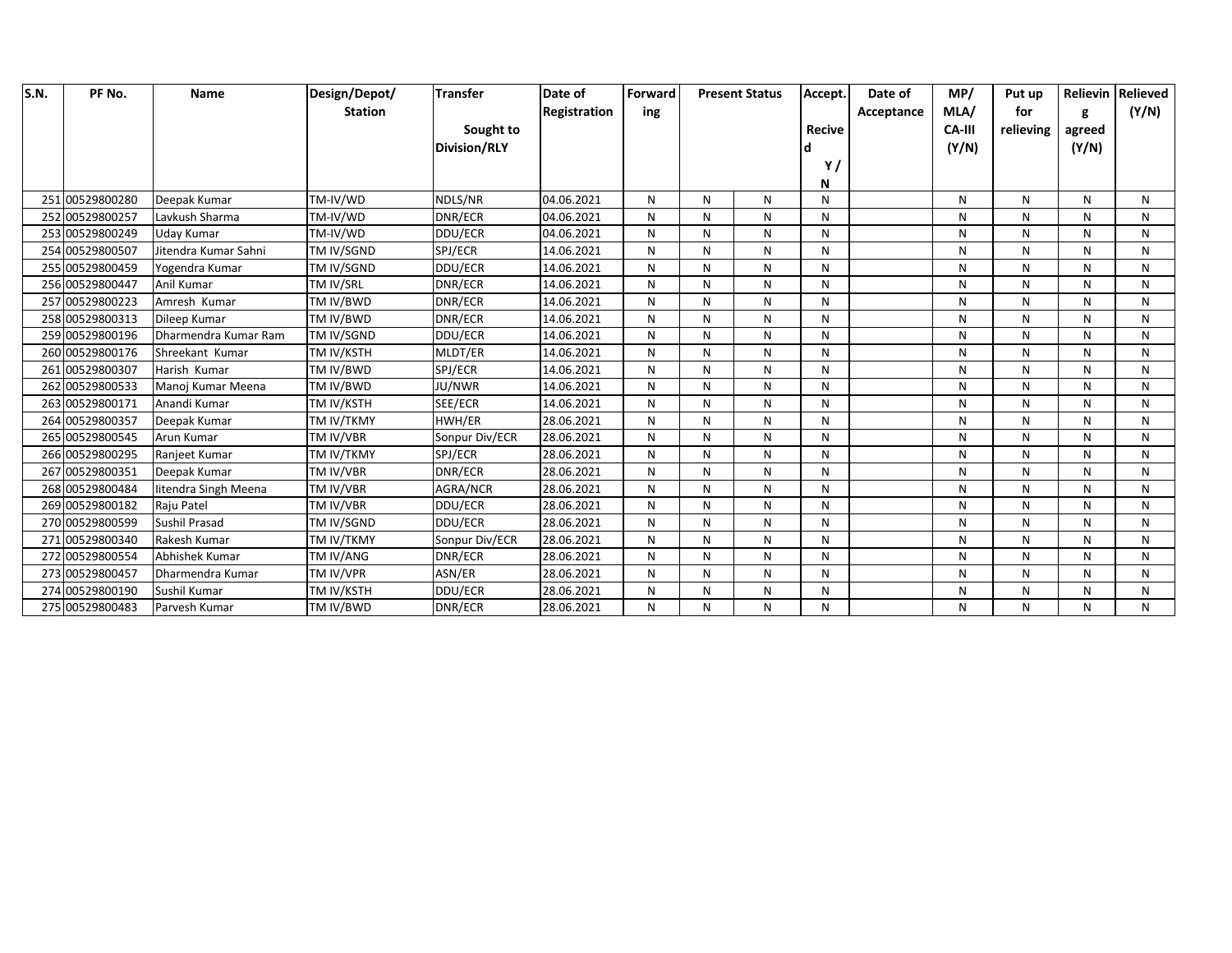| S.N. | PF No. | Name | Design/Depot/ Station | Transfer Sought to Division/RLY | Date of Registration | Forwarding | Present Status | | Accept. Recived Y / N | Date of Acceptance | MP/ MLA/ CA-III (Y/N) | Put up for relieving | Relieving agreed (Y/N) | Relieved (Y/N) |
|---|---|---|---|---|---|---|---|---|---|---|---|---|---|---|
| 251 | 00529800280 | Deepak Kumar | TM-IV/WD | NDLS/NR | 04.06.2021 | N | N | N | N | | N | N | N | N |
| 252 | 00529800257 | Lavkush Sharma | TM-IV/WD | DNR/ECR | 04.06.2021 | N | N | N | N | | N | N | N | N |
| 253 | 00529800249 | Uday Kumar | TM-IV/WD | DDU/ECR | 04.06.2021 | N | N | N | N | | N | N | N | N |
| 254 | 00529800507 | Jitendra Kumar Sahni | TM IV/SGND | SPJ/ECR | 14.06.2021 | N | N | N | N | | N | N | N | N |
| 255 | 00529800459 | Yogendra Kumar | TM IV/SGND | DDU/ECR | 14.06.2021 | N | N | N | N | | N | N | N | N |
| 256 | 00529800447 | Anil Kumar | TM IV/SRL | DNR/ECR | 14.06.2021 | N | N | N | N | | N | N | N | N |
| 257 | 00529800223 | Amresh Kumar | TM IV/BWD | DNR/ECR | 14.06.2021 | N | N | N | N | | N | N | N | N |
| 258 | 00529800313 | Dileep Kumar | TM IV/BWD | DNR/ECR | 14.06.2021 | N | N | N | N | | N | N | N | N |
| 259 | 00529800196 | Dharmendra Kumar Ram | TM IV/SGND | DDU/ECR | 14.06.2021 | N | N | N | N | | N | N | N | N |
| 260 | 00529800176 | Shreekant Kumar | TM IV/KSTH | MLDT/ER | 14.06.2021 | N | N | N | N | | N | N | N | N |
| 261 | 00529800307 | Harish Kumar | TM IV/BWD | SPJ/ECR | 14.06.2021 | N | N | N | N | | N | N | N | N |
| 262 | 00529800533 | Manoj Kumar Meena | TM IV/BWD | JU/NWR | 14.06.2021 | N | N | N | N | | N | N | N | N |
| 263 | 00529800171 | Anandi Kumar | TM IV/KSTH | SEE/ECR | 14.06.2021 | N | N | N | N | | N | N | N | N |
| 264 | 00529800357 | Deepak Kumar | TM IV/TKMY | HWH/ER | 28.06.2021 | N | N | N | N | | N | N | N | N |
| 265 | 00529800545 | Arun Kumar | TM IV/VBR | Sonpur Div/ECR | 28.06.2021 | N | N | N | N | | N | N | N | N |
| 266 | 00529800295 | Ranjeet Kumar | TM IV/TKMY | SPJ/ECR | 28.06.2021 | N | N | N | N | | N | N | N | N |
| 267 | 00529800351 | Deepak Kumar | TM IV/VBR | DNR/ECR | 28.06.2021 | N | N | N | N | | N | N | N | N |
| 268 | 00529800484 | Iitendra Singh Meena | TM IV/VBR | AGRA/NCR | 28.06.2021 | N | N | N | N | | N | N | N | N |
| 269 | 00529800182 | Raju Patel | TM IV/VBR | DDU/ECR | 28.06.2021 | N | N | N | N | | N | N | N | N |
| 270 | 00529800599 | Sushil Prasad | TM IV/SGND | DDU/ECR | 28.06.2021 | N | N | N | N | | N | N | N | N |
| 271 | 00529800340 | Rakesh Kumar | TM IV/TKMY | Sonpur Div/ECR | 28.06.2021 | N | N | N | N | | N | N | N | N |
| 272 | 00529800554 | Abhishek Kumar | TM IV/ANG | DNR/ECR | 28.06.2021 | N | N | N | N | | N | N | N | N |
| 273 | 00529800457 | Dharmendra Kumar | TM IV/VPR | ASN/ER | 28.06.2021 | N | N | N | N | | N | N | N | N |
| 274 | 00529800190 | Sushil Kumar | TM IV/KSTH | DDU/ECR | 28.06.2021 | N | N | N | N | | N | N | N | N |
| 275 | 00529800483 | Parvesh Kumar | TM IV/BWD | DNR/ECR | 28.06.2021 | N | N | N | N | | N | N | N | N |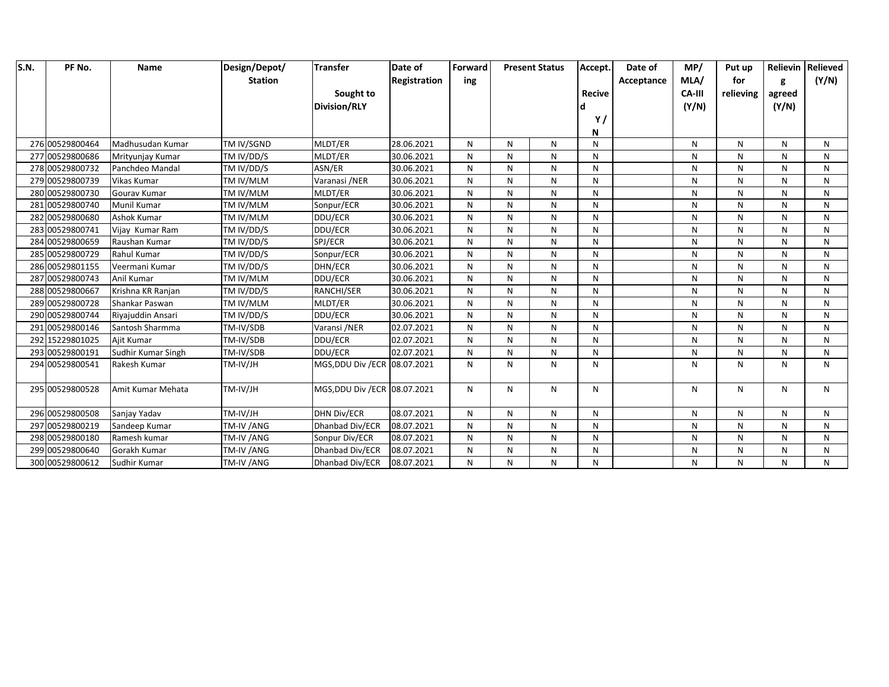| S.N. | PF No. | Name | Design/Depot/ Station | Transfer Sought to Division/RLY | Date of Registration | Forwarding | Present Status | | Accept. Recived Y / N | Date of Acceptance | MP/ MLA/ CA-III (Y/N) | Put up for relieving | Relieving agreed (Y/N) | Relieved (Y/N) |
|---|---|---|---|---|---|---|---|---|---|---|---|---|---|---|
| 276 | 00529800464 | Madhusudan Kumar | TM IV/SGND | MLDT/ER | 28.06.2021 | N | N | N | N | | N | N | N | N |
| 277 | 00529800686 | Mrityunjay Kumar | TM IV/DD/S | MLDT/ER | 30.06.2021 | N | N | N | N | | N | N | N | N |
| 278 | 00529800732 | Panchdeo Mandal | TM IV/DD/S | ASN/ER | 30.06.2021 | N | N | N | N | | N | N | N | N |
| 279 | 00529800739 | Vikas Kumar | TM IV/MLM | Varanasi /NER | 30.06.2021 | N | N | N | N | | N | N | N | N |
| 280 | 00529800730 | Gourav Kumar | TM IV/MLM | MLDT/ER | 30.06.2021 | N | N | N | N | | N | N | N | N |
| 281 | 00529800740 | Munil Kumar | TM IV/MLM | Sonpur/ECR | 30.06.2021 | N | N | N | N | | N | N | N | N |
| 282 | 00529800680 | Ashok Kumar | TM IV/MLM | DDU/ECR | 30.06.2021 | N | N | N | N | | N | N | N | N |
| 283 | 00529800741 | Vijay Kumar Ram | TM IV/DD/S | DDU/ECR | 30.06.2021 | N | N | N | N | | N | N | N | N |
| 284 | 00529800659 | Raushan Kumar | TM IV/DD/S | SPJ/ECR | 30.06.2021 | N | N | N | N | | N | N | N | N |
| 285 | 00529800729 | Rahul Kumar | TM IV/DD/S | Sonpur/ECR | 30.06.2021 | N | N | N | N | | N | N | N | N |
| 286 | 00529801155 | Veermani Kumar | TM IV/DD/S | DHN/ECR | 30.06.2021 | N | N | N | N | | N | N | N | N |
| 287 | 00529800743 | Anil Kumar | TM IV/MLM | DDU/ECR | 30.06.2021 | N | N | N | N | | N | N | N | N |
| 288 | 00529800667 | Krishna KR Ranjan | TM IV/DD/S | RANCHI/SER | 30.06.2021 | N | N | N | N | | N | N | N | N |
| 289 | 00529800728 | Shankar Paswan | TM IV/MLM | MLDT/ER | 30.06.2021 | N | N | N | N | | N | N | N | N |
| 290 | 00529800744 | Riyajuddin Ansari | TM IV/DD/S | DDU/ECR | 30.06.2021 | N | N | N | N | | N | N | N | N |
| 291 | 00529800146 | Santosh Sharmma | TM-IV/SDB | Varansi /NER | 02.07.2021 | N | N | N | N | | N | N | N | N |
| 292 | 15229801025 | Ajit Kumar | TM-IV/SDB | DDU/ECR | 02.07.2021 | N | N | N | N | | N | N | N | N |
| 293 | 00529800191 | Sudhir Kumar Singh | TM-IV/SDB | DDU/ECR | 02.07.2021 | N | N | N | N | | N | N | N | N |
| 294 | 00529800541 | Rakesh Kumar | TM-IV/JH | MGS,DDU Div /ECR | 08.07.2021 | N | N | N | N | | N | N | N | N |
| 295 | 00529800528 | Amit Kumar Mehata | TM-IV/JH | MGS,DDU Div /ECR | 08.07.2021 | N | N | N | N | | N | N | N | N |
| 296 | 00529800508 | Sanjay Yadav | TM-IV/JH | DHN Div/ECR | 08.07.2021 | N | N | N | N | | N | N | N | N |
| 297 | 00529800219 | Sandeep Kumar | TM-IV /ANG | Dhanbad Div/ECR | 08.07.2021 | N | N | N | N | | N | N | N | N |
| 298 | 00529800180 | Ramesh kumar | TM-IV /ANG | Sonpur Div/ECR | 08.07.2021 | N | N | N | N | | N | N | N | N |
| 299 | 00529800640 | Gorakh Kumar | TM-IV /ANG | Dhanbad Div/ECR | 08.07.2021 | N | N | N | N | | N | N | N | N |
| 300 | 00529800612 | Sudhir Kumar | TM-IV /ANG | Dhanbad Div/ECR | 08.07.2021 | N | N | N | N | | N | N | N | N |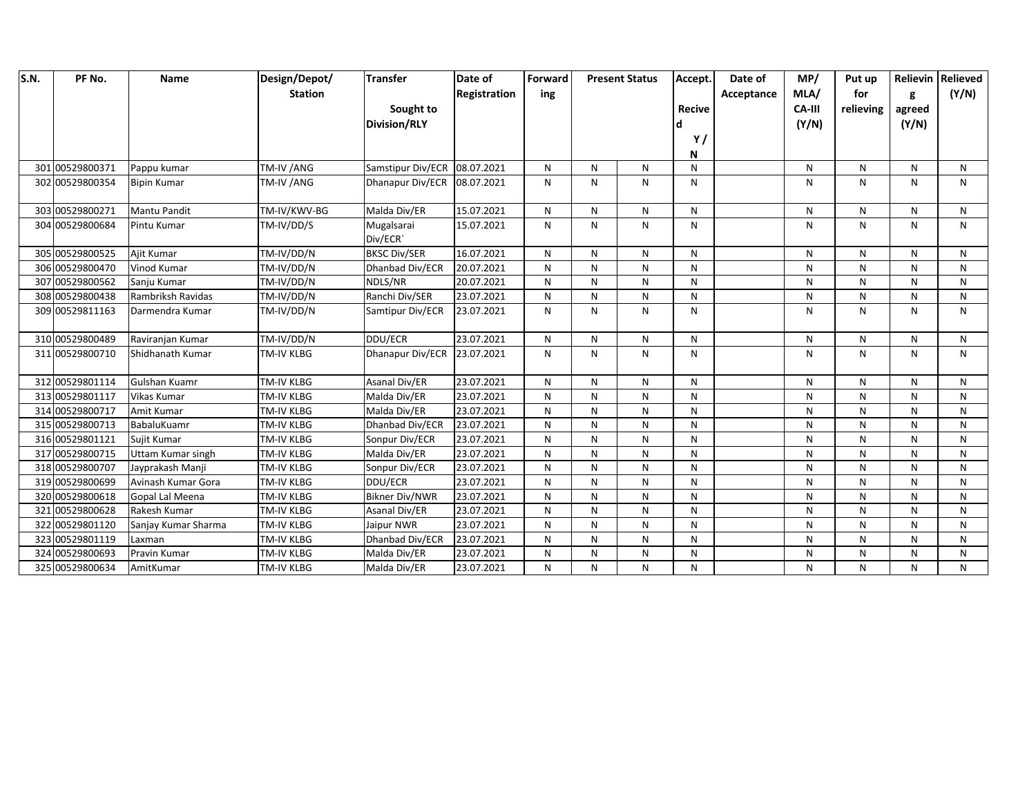| S.N. | PF No. | Name | Design/Depot/ Station | Transfer Sought to Division/RLY | Date of Registration | Forwarding | Present Status | | Accept. Recived Y / N | Date of Acceptance | MP/ MLA/ CA-III (Y/N) | Put up for relieving | Relieving agreed (Y/N) | Relieved (Y/N) |
|---|---|---|---|---|---|---|---|---|---|---|---|---|---|---|
| 301 | 00529800371 | Pappu kumar | TM-IV /ANG | Samstipur Div/ECR | 08.07.2021 | N | N | N | N | | N | N | N | N |
| 302 | 00529800354 | Bipin Kumar | TM-IV /ANG | Dhanapur Div/ECR | 08.07.2021 | N | N | N | N | | N | N | N | N |
| 303 | 00529800271 | Mantu Pandit | TM-IV/KWV-BG | Malda Div/ER | 15.07.2021 | N | N | N | N | | N | N | N | N |
| 304 | 00529800684 | Pintu Kumar | TM-IV/DD/S | Mugalsarai Div/ECR` | 15.07.2021 | N | N | N | N | | N | N | N | N |
| 305 | 00529800525 | Ajit Kumar | TM-IV/DD/N | BKSC Div/SER | 16.07.2021 | N | N | N | N | | N | N | N | N |
| 306 | 00529800470 | Vinod Kumar | TM-IV/DD/N | Dhanbad Div/ECR | 20.07.2021 | N | N | N | N | | N | N | N | N |
| 307 | 00529800562 | Sanju Kumar | TM-IV/DD/N | NDLS/NR | 20.07.2021 | N | N | N | N | | N | N | N | N |
| 308 | 00529800438 | Rambriksh Ravidas | TM-IV/DD/N | Ranchi Div/SER | 23.07.2021 | N | N | N | N | | N | N | N | N |
| 309 | 00529811163 | Darmendra Kumar | TM-IV/DD/N | Samtipur Div/ECR | 23.07.2021 | N | N | N | N | | N | N | N | N |
| 310 | 00529800489 | Raviranjan Kumar | TM-IV/DD/N | DDU/ECR | 23.07.2021 | N | N | N | N | | N | N | N | N |
| 311 | 00529800710 | Shidhanath Kumar | TM-IV KLBG | Dhanapur Div/ECR | 23.07.2021 | N | N | N | N | | N | N | N | N |
| 312 | 00529801114 | Gulshan Kuamr | TM-IV KLBG | Asanal Div/ER | 23.07.2021 | N | N | N | N | | N | N | N | N |
| 313 | 00529801117 | Vikas Kumar | TM-IV KLBG | Malda Div/ER | 23.07.2021 | N | N | N | N | | N | N | N | N |
| 314 | 00529800717 | Amit Kumar | TM-IV KLBG | Malda Div/ER | 23.07.2021 | N | N | N | N | | N | N | N | N |
| 315 | 00529800713 | BabaluKuamr | TM-IV KLBG | Dhanbad Div/ECR | 23.07.2021 | N | N | N | N | | N | N | N | N |
| 316 | 00529801121 | Sujit Kumar | TM-IV KLBG | Sonpur Div/ECR | 23.07.2021 | N | N | N | N | | N | N | N | N |
| 317 | 00529800715 | Uttam Kumar singh | TM-IV KLBG | Malda Div/ER | 23.07.2021 | N | N | N | N | | N | N | N | N |
| 318 | 00529800707 | Jayprakash Manji | TM-IV KLBG | Sonpur Div/ECR | 23.07.2021 | N | N | N | N | | N | N | N | N |
| 319 | 00529800699 | Avinash Kumar Gora | TM-IV KLBG | DDU/ECR | 23.07.2021 | N | N | N | N | | N | N | N | N |
| 320 | 00529800618 | Gopal Lal Meena | TM-IV KLBG | Bikner Div/NWR | 23.07.2021 | N | N | N | N | | N | N | N | N |
| 321 | 00529800628 | Rakesh Kumar | TM-IV KLBG | Asanal Div/ER | 23.07.2021 | N | N | N | N | | N | N | N | N |
| 322 | 00529801120 | Sanjay Kumar Sharma | TM-IV KLBG | Jaipur NWR | 23.07.2021 | N | N | N | N | | N | N | N | N |
| 323 | 00529801119 | Laxman | TM-IV KLBG | Dhanbad Div/ECR | 23.07.2021 | N | N | N | N | | N | N | N | N |
| 324 | 00529800693 | Pravin Kumar | TM-IV KLBG | Malda Div/ER | 23.07.2021 | N | N | N | N | | N | N | N | N |
| 325 | 00529800634 | AmitKumar | TM-IV KLBG | Malda Div/ER | 23.07.2021 | N | N | N | N | | N | N | N | N |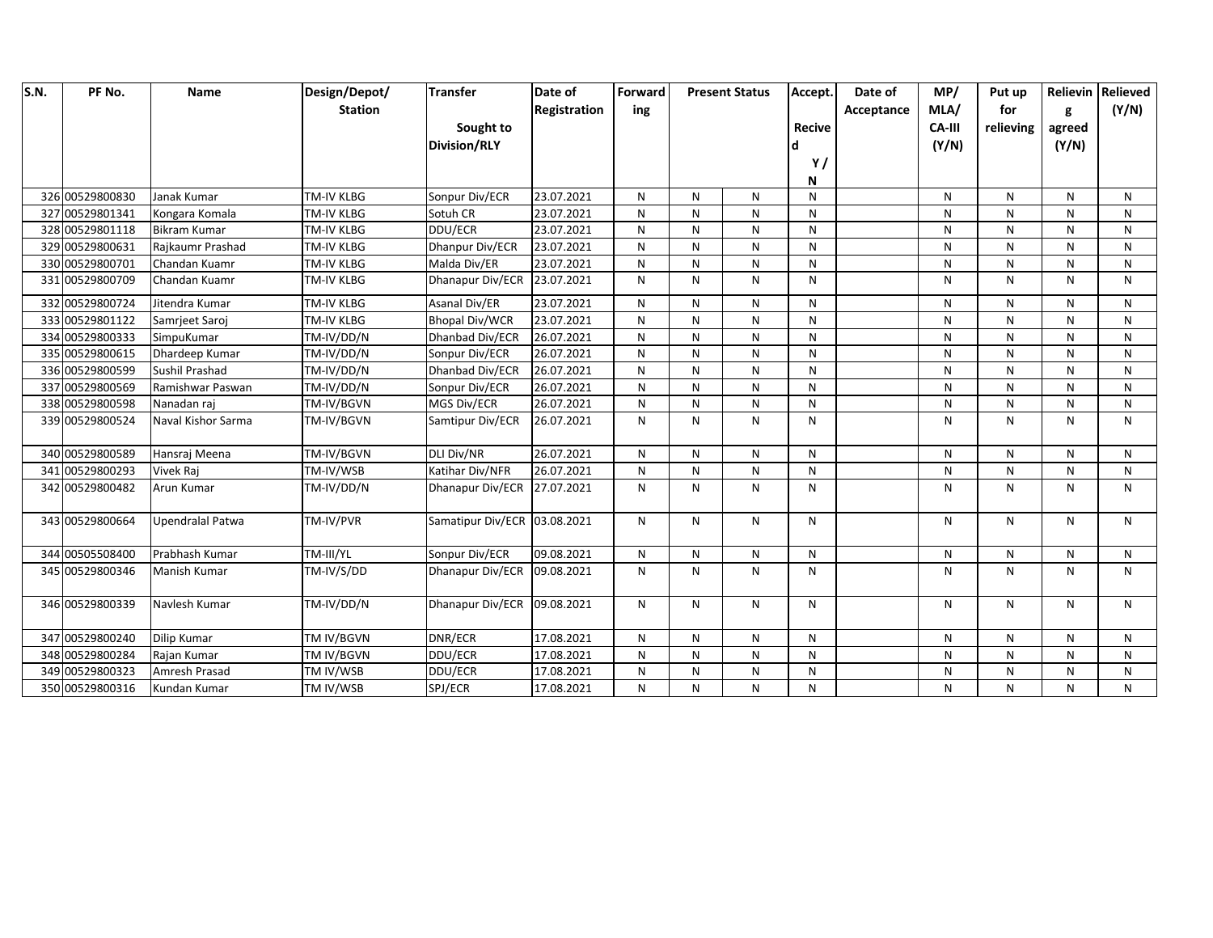| S.N. | PF No. | Name | Design/Depot/ Station | Transfer Sought to Division/RLY | Date of Registration | Forwarding | Present Status | | Accept. Recived Y / N | Date of Acceptance | MP/ MLA/ CA-III (Y/N) | Put up for relieving | Relieving agreed (Y/N) | Relieved (Y/N) |
|---|---|---|---|---|---|---|---|---|---|---|---|---|---|---|
| 326 | 00529800830 | Janak Kumar | TM-IV KLBG | Sonpur Div/ECR | 23.07.2021 | N | N | N | N | | N | N | N | N |
| 327 | 00529801341 | Kongara Komala | TM-IV KLBG | Sotuh CR | 23.07.2021 | N | N | N | N | | N | N | N | N |
| 328 | 00529801118 | Bikram Kumar | TM-IV KLBG | DDU/ECR | 23.07.2021 | N | N | N | N | | N | N | N | N |
| 329 | 00529800631 | Rajkaumr Prashad | TM-IV KLBG | Dhanpur Div/ECR | 23.07.2021 | N | N | N | N | | N | N | N | N |
| 330 | 00529800701 | Chandan Kuamr | TM-IV KLBG | Malda Div/ER | 23.07.2021 | N | N | N | N | | N | N | N | N |
| 331 | 00529800709 | Chandan Kuamr | TM-IV KLBG | Dhanapur Div/ECR | 23.07.2021 | N | N | N | N | | N | N | N | N |
| 332 | 00529800724 | Jitendra Kumar | TM-IV KLBG | Asanal Div/ER | 23.07.2021 | N | N | N | N | | N | N | N | N |
| 333 | 00529801122 | Samrjeet Saroj | TM-IV KLBG | Bhopal Div/WCR | 23.07.2021 | N | N | N | N | | N | N | N | N |
| 334 | 00529800333 | SimpuKumar | TM-IV/DD/N | Dhanbad Div/ECR | 26.07.2021 | N | N | N | N | | N | N | N | N |
| 335 | 00529800615 | Dhardeep Kumar | TM-IV/DD/N | Sonpur Div/ECR | 26.07.2021 | N | N | N | N | | N | N | N | N |
| 336 | 00529800599 | Sushil Prashad | TM-IV/DD/N | Dhanbad Div/ECR | 26.07.2021 | N | N | N | N | | N | N | N | N |
| 337 | 00529800569 | Ramishwar Paswan | TM-IV/DD/N | Sonpur Div/ECR | 26.07.2021 | N | N | N | N | | N | N | N | N |
| 338 | 00529800598 | Nanadan raj | TM-IV/BGVN | MGS Div/ECR | 26.07.2021 | N | N | N | N | | N | N | N | N |
| 339 | 00529800524 | Naval Kishor Sarma | TM-IV/BGVN | Samtipur Div/ECR | 26.07.2021 | N | N | N | N | | N | N | N | N |
| 340 | 00529800589 | Hansraj Meena | TM-IV/BGVN | DLI Div/NR | 26.07.2021 | N | N | N | N | | N | N | N | N |
| 341 | 00529800293 | Vivek Raj | TM-IV/WSB | Katihar Div/NFR | 26.07.2021 | N | N | N | N | | N | N | N | N |
| 342 | 00529800482 | Arun Kumar | TM-IV/DD/N | Dhanapur Div/ECR | 27.07.2021 | N | N | N | N | | N | N | N | N |
| 343 | 00529800664 | Upendralal Patwa | TM-IV/PVR | Samatipur Div/ECR | 03.08.2021 | N | N | N | N | | N | N | N | N |
| 344 | 00505508400 | Prabhash Kumar | TM-III/YL | Sonpur Div/ECR | 09.08.2021 | N | N | N | N | | N | N | N | N |
| 345 | 00529800346 | Manish Kumar | TM-IV/S/DD | Dhanapur Div/ECR | 09.08.2021 | N | N | N | N | | N | N | N | N |
| 346 | 00529800339 | Navlesh Kumar | TM-IV/DD/N | Dhanapur Div/ECR | 09.08.2021 | N | N | N | N | | N | N | N | N |
| 347 | 00529800240 | Dilip Kumar | TM IV/BGVN | DNR/ECR | 17.08.2021 | N | N | N | N | | N | N | N | N |
| 348 | 00529800284 | Rajan Kumar | TM IV/BGVN | DDU/ECR | 17.08.2021 | N | N | N | N | | N | N | N | N |
| 349 | 00529800323 | Amresh Prasad | TM IV/WSB | DDU/ECR | 17.08.2021 | N | N | N | N | | N | N | N | N |
| 350 | 00529800316 | Kundan Kumar | TM IV/WSB | SPJ/ECR | 17.08.2021 | N | N | N | N | | N | N | N | N |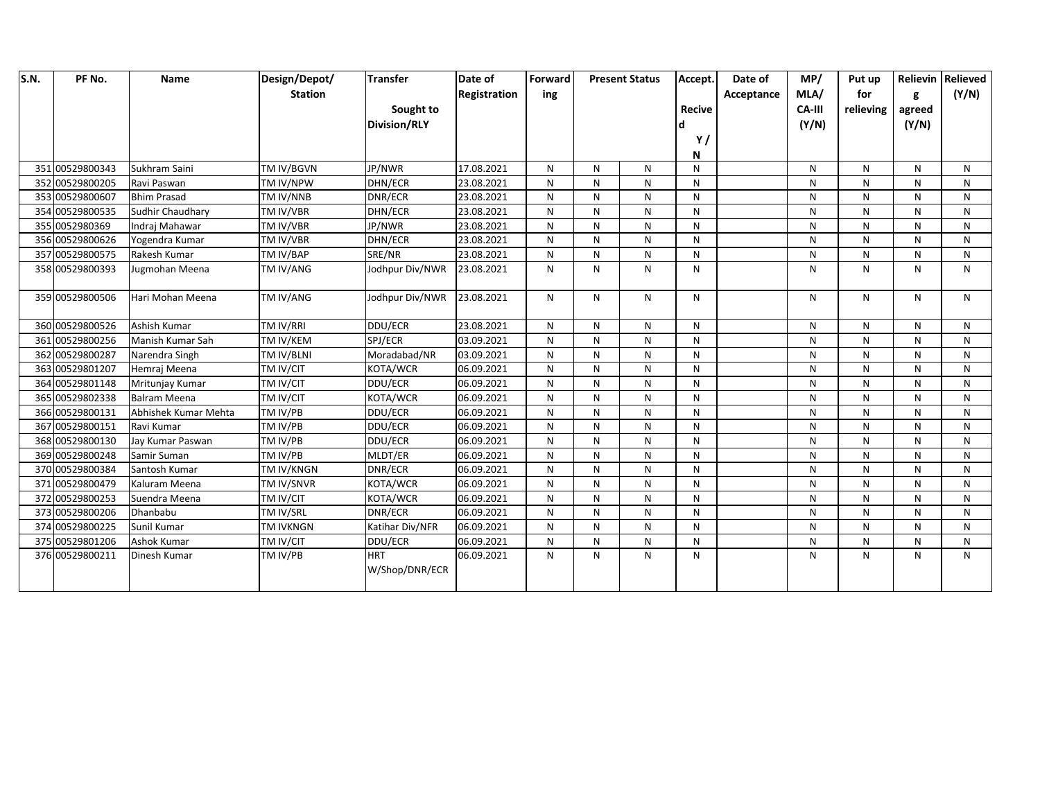| S.N. | PF No. | Name | Design/Depot/ Station | Transfer Sought to Division/RLY | Date of Registration | Forwarding | Present Status | | Accept. Recived Y / N | Date of Acceptance | MP/ MLA/ CA-III (Y/N) | Put up for relieving | Relieving agreed (Y/N) | Relieved (Y/N) |
|---|---|---|---|---|---|---|---|---|---|---|---|---|---|---|
| 351 | 00529800343 | Sukhram Saini | TM IV/BGVN | JP/NWR | 17.08.2021 | N | N | N | N | | N | N | N | N |
| 352 | 00529800205 | Ravi Paswan | TM IV/NPW | DHN/ECR | 23.08.2021 | N | N | N | N | | N | N | N | N |
| 353 | 00529800607 | Bhim Prasad | TM IV/NNB | DNR/ECR | 23.08.2021 | N | N | N | N | | N | N | N | N |
| 354 | 00529800535 | Sudhir Chaudhary | TM IV/VBR | DHN/ECR | 23.08.2021 | N | N | N | N | | N | N | N | N |
| 355 | 0052980369 | Indraj Mahawar | TM IV/VBR | JP/NWR | 23.08.2021 | N | N | N | N | | N | N | N | N |
| 356 | 00529800626 | Yogendra Kumar | TM IV/VBR | DHN/ECR | 23.08.2021 | N | N | N | N | | N | N | N | N |
| 357 | 00529800575 | Rakesh Kumar | TM IV/BAP | SRE/NR | 23.08.2021 | N | N | N | N | | N | N | N | N |
| 358 | 00529800393 | Jugmohan Meena | TM IV/ANG | Jodhpur Div/NWR | 23.08.2021 | N | N | N | N | | N | N | N | N |
| 359 | 00529800506 | Hari Mohan Meena | TM IV/ANG | Jodhpur Div/NWR | 23.08.2021 | N | N | N | N | | N | N | N | N |
| 360 | 00529800526 | Ashish Kumar | TM IV/RRI | DDU/ECR | 23.08.2021 | N | N | N | N | | N | N | N | N |
| 361 | 00529800256 | Manish Kumar Sah | TM IV/KEM | SPJ/ECR | 03.09.2021 | N | N | N | N | | N | N | N | N |
| 362 | 00529800287 | Narendra Singh | TM IV/BLNI | Moradabad/NR | 03.09.2021 | N | N | N | N | | N | N | N | N |
| 363 | 00529801207 | Hemraj Meena | TM IV/CIT | KOTA/WCR | 06.09.2021 | N | N | N | N | | N | N | N | N |
| 364 | 00529801148 | Mritunjay Kumar | TM IV/CIT | DDU/ECR | 06.09.2021 | N | N | N | N | | N | N | N | N |
| 365 | 00529802338 | Balram Meena | TM IV/CIT | KOTA/WCR | 06.09.2021 | N | N | N | N | | N | N | N | N |
| 366 | 00529800131 | Abhishek Kumar Mehta | TM IV/PB | DDU/ECR | 06.09.2021 | N | N | N | N | | N | N | N | N |
| 367 | 00529800151 | Ravi Kumar | TM IV/PB | DDU/ECR | 06.09.2021 | N | N | N | N | | N | N | N | N |
| 368 | 00529800130 | Jay Kumar Paswan | TM IV/PB | DDU/ECR | 06.09.2021 | N | N | N | N | | N | N | N | N |
| 369 | 00529800248 | Samir Suman | TM IV/PB | MLDT/ER | 06.09.2021 | N | N | N | N | | N | N | N | N |
| 370 | 00529800384 | Santosh Kumar | TM IV/KNGN | DNR/ECR | 06.09.2021 | N | N | N | N | | N | N | N | N |
| 371 | 00529800479 | Kaluram Meena | TM IV/SNVR | KOTA/WCR | 06.09.2021 | N | N | N | N | | N | N | N | N |
| 372 | 00529800253 | Suendra Meena | TM IV/CIT | KOTA/WCR | 06.09.2021 | N | N | N | N | | N | N | N | N |
| 373 | 00529800206 | Dhanbabu | TM IV/SRL | DNR/ECR | 06.09.2021 | N | N | N | N | | N | N | N | N |
| 374 | 00529800225 | Sunil Kumar | TM IVKNGN | Katihar Div/NFR | 06.09.2021 | N | N | N | N | | N | N | N | N |
| 375 | 00529801206 | Ashok Kumar | TM IV/CIT | DDU/ECR | 06.09.2021 | N | N | N | N | | N | N | N | N |
| 376 | 00529800211 | Dinesh Kumar | TM IV/PB | HRT W/Shop/DNR/ECR | 06.09.2021 | N | N | N | N | | N | N | N | N |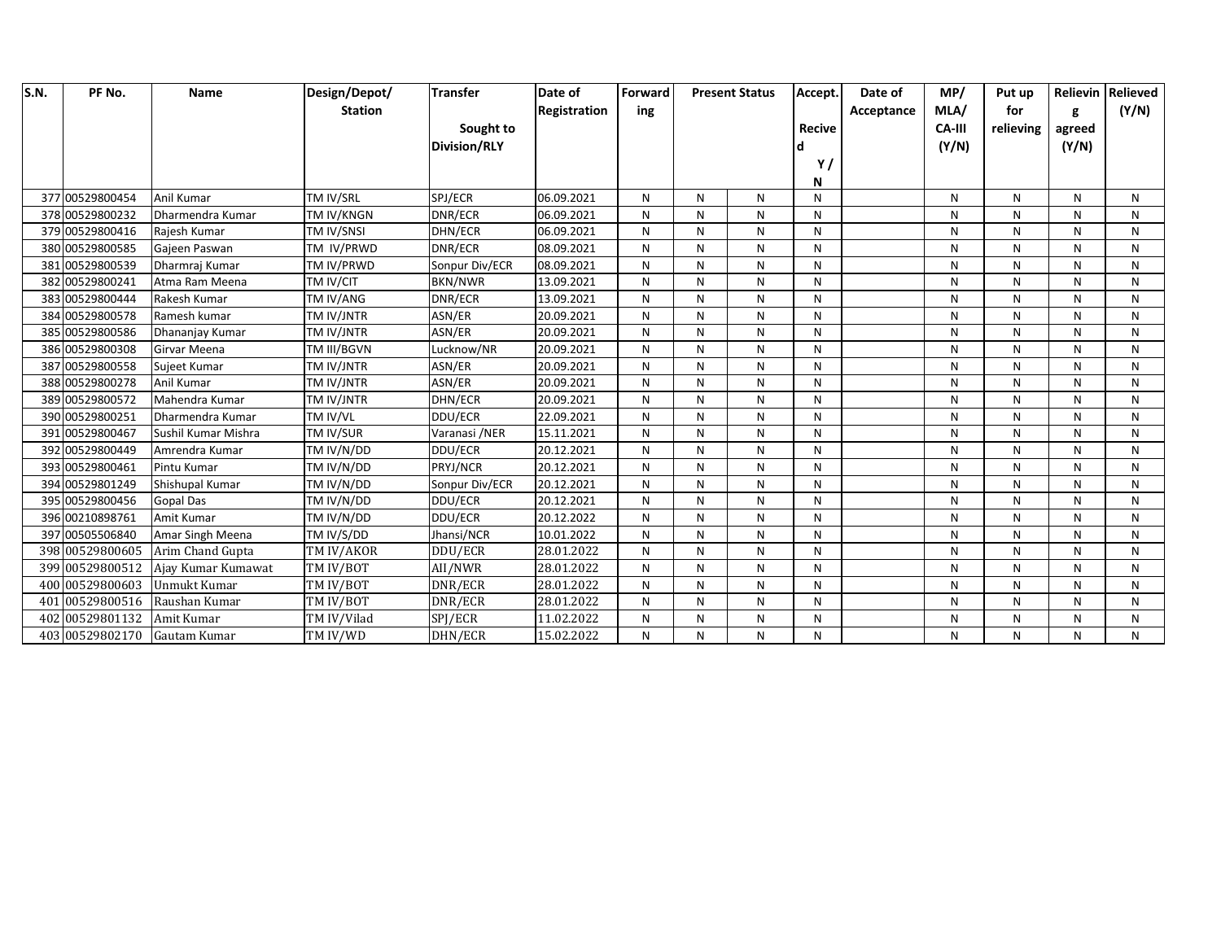| S.N. | PF No. | Name | Design/Depot/ Station | Transfer Sought to Division/RLY | Date of Registration | Forwarding | Present Status | | Accept. Recived Y / N | Date of Acceptance | MP/ MLA/ CA-III (Y/N) | Put up for relieving | Relieving agreed (Y/N) | Relieved (Y/N) |
|---|---|---|---|---|---|---|---|---|---|---|---|---|---|---|
| 377 | 00529800454 | Anil Kumar | TM IV/SRL | SPJ/ECR | 06.09.2021 | N | N | N | N | | N | N | N | N |
| 378 | 00529800232 | Dharmendra Kumar | TM IV/KNGN | DNR/ECR | 06.09.2021 | N | N | N | N | | N | N | N | N |
| 379 | 00529800416 | Rajesh Kumar | TM IV/SNSI | DHN/ECR | 06.09.2021 | N | N | N | N | | N | N | N | N |
| 380 | 00529800585 | Gajeen Paswan | TM IV/PRWD | DNR/ECR | 08.09.2021 | N | N | N | N | | N | N | N | N |
| 381 | 00529800539 | Dharmraj Kumar | TM IV/PRWD | Sonpur Div/ECR | 08.09.2021 | N | N | N | N | | N | N | N | N |
| 382 | 00529800241 | Atma Ram Meena | TM IV/CIT | BKN/NWR | 13.09.2021 | N | N | N | N | | N | N | N | N |
| 383 | 00529800444 | Rakesh Kumar | TM IV/ANG | DNR/ECR | 13.09.2021 | N | N | N | N | | N | N | N | N |
| 384 | 00529800578 | Ramesh kumar | TM IV/JNTR | ASN/ER | 20.09.2021 | N | N | N | N | | N | N | N | N |
| 385 | 00529800586 | Dhananjay Kumar | TM IV/JNTR | ASN/ER | 20.09.2021 | N | N | N | N | | N | N | N | N |
| 386 | 00529800308 | Girvar Meena | TM III/BGVN | Lucknow/NR | 20.09.2021 | N | N | N | N | | N | N | N | N |
| 387 | 00529800558 | Sujeet Kumar | TM IV/JNTR | ASN/ER | 20.09.2021 | N | N | N | N | | N | N | N | N |
| 388 | 00529800278 | Anil Kumar | TM IV/JNTR | ASN/ER | 20.09.2021 | N | N | N | N | | N | N | N | N |
| 389 | 00529800572 | Mahendra Kumar | TM IV/JNTR | DHN/ECR | 20.09.2021 | N | N | N | N | | N | N | N | N |
| 390 | 00529800251 | Dharmendra Kumar | TM IV/VL | DDU/ECR | 22.09.2021 | N | N | N | N | | N | N | N | N |
| 391 | 00529800467 | Sushil Kumar Mishra | TM IV/SUR | Varanasi /NER | 15.11.2021 | N | N | N | N | | N | N | N | N |
| 392 | 00529800449 | Amrendra Kumar | TM IV/N/DD | DDU/ECR | 20.12.2021 | N | N | N | N | | N | N | N | N |
| 393 | 00529800461 | Pintu Kumar | TM IV/N/DD | PRYJ/NCR | 20.12.2021 | N | N | N | N | | N | N | N | N |
| 394 | 00529801249 | Shishupal Kumar | TM IV/N/DD | Sonpur Div/ECR | 20.12.2021 | N | N | N | N | | N | N | N | N |
| 395 | 00529800456 | Gopal Das | TM IV/N/DD | DDU/ECR | 20.12.2021 | N | N | N | N | | N | N | N | N |
| 396 | 00210898761 | Amit Kumar | TM IV/N/DD | DDU/ECR | 20.12.2022 | N | N | N | N | | N | N | N | N |
| 397 | 00505506840 | Amar Singh Meena | TM IV/S/DD | Jhansi/NCR | 10.01.2022 | N | N | N | N | | N | N | N | N |
| 398 | 00529800605 | Arim Chand Gupta | TM IV/AKOR | DDU/ECR | 28.01.2022 | N | N | N | N | | N | N | N | N |
| 399 | 00529800512 | Ajay Kumar Kumawat | TM IV/BOT | AII/NWR | 28.01.2022 | N | N | N | N | | N | N | N | N |
| 400 | 00529800603 | Unmukt Kumar | TM IV/BOT | DNR/ECR | 28.01.2022 | N | N | N | N | | N | N | N | N |
| 401 | 00529800516 | Raushan Kumar | TM IV/BOT | DNR/ECR | 28.01.2022 | N | N | N | N | | N | N | N | N |
| 402 | 00529801132 | Amit Kumar | TM IV/Vilad | SPJ/ECR | 11.02.2022 | N | N | N | N | | N | N | N | N |
| 403 | 00529802170 | Gautam Kumar | TM IV/WD | DHN/ECR | 15.02.2022 | N | N | N | N | | N | N | N | N |